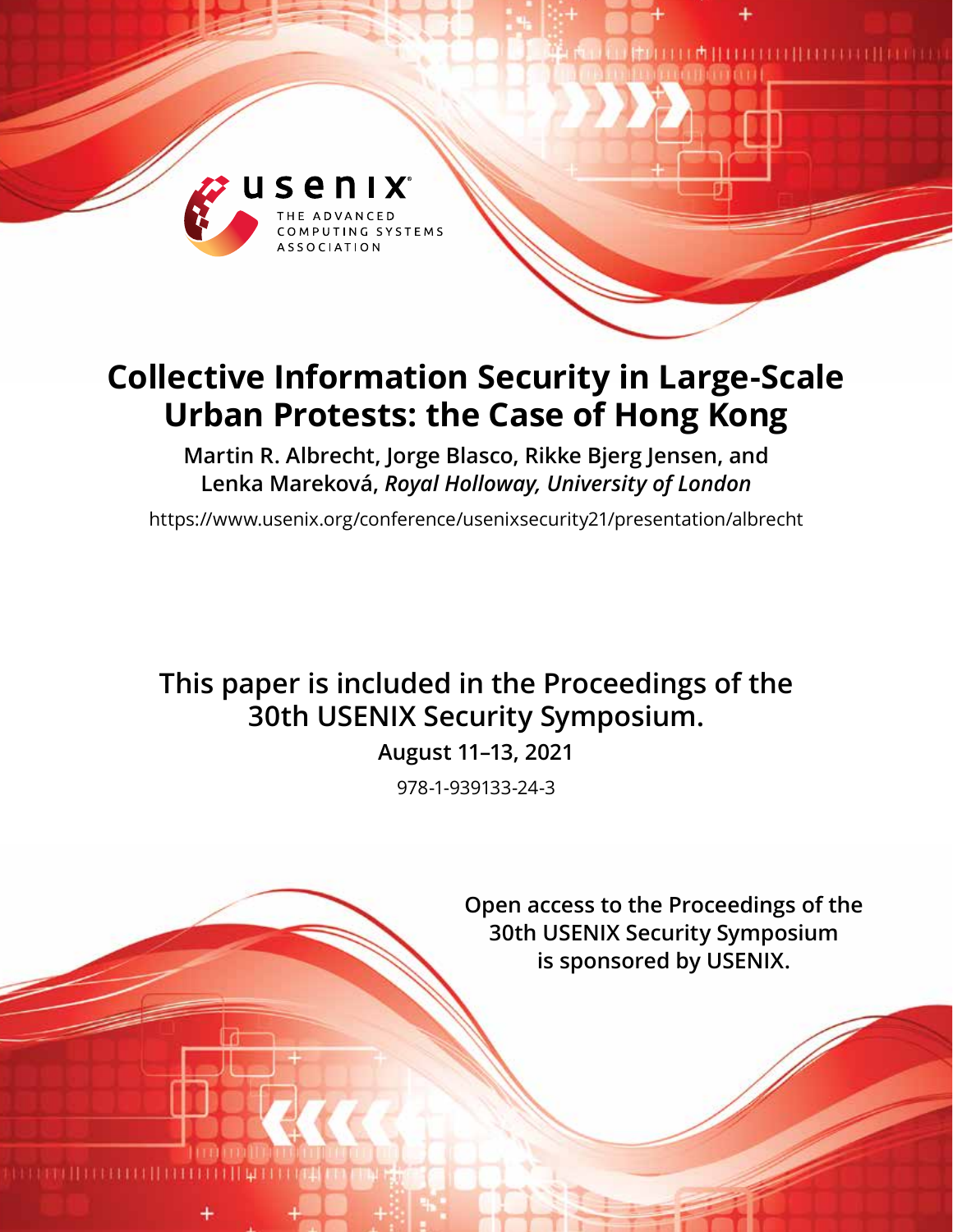# Collective Information Security in Large-Scale Urban Protests: the Case of Hong Kong

**Martin R. Albrecht, Jorge Blasco, Rikke Bjerg Jensen, and Lenka Mareková,** ***Royal Holloway, University of London***

https://www.usenix.org/conference/usenixsecurity21/presentation/albrecht

**This paper is included in the Proceedings of the 30th USENIX Security Symposium.**

**August 11–13, 2021**

978-1-939133-24-3

**Open access to the Proceedings of the 30th USENIX Security Symposium is sponsored by USENIX.**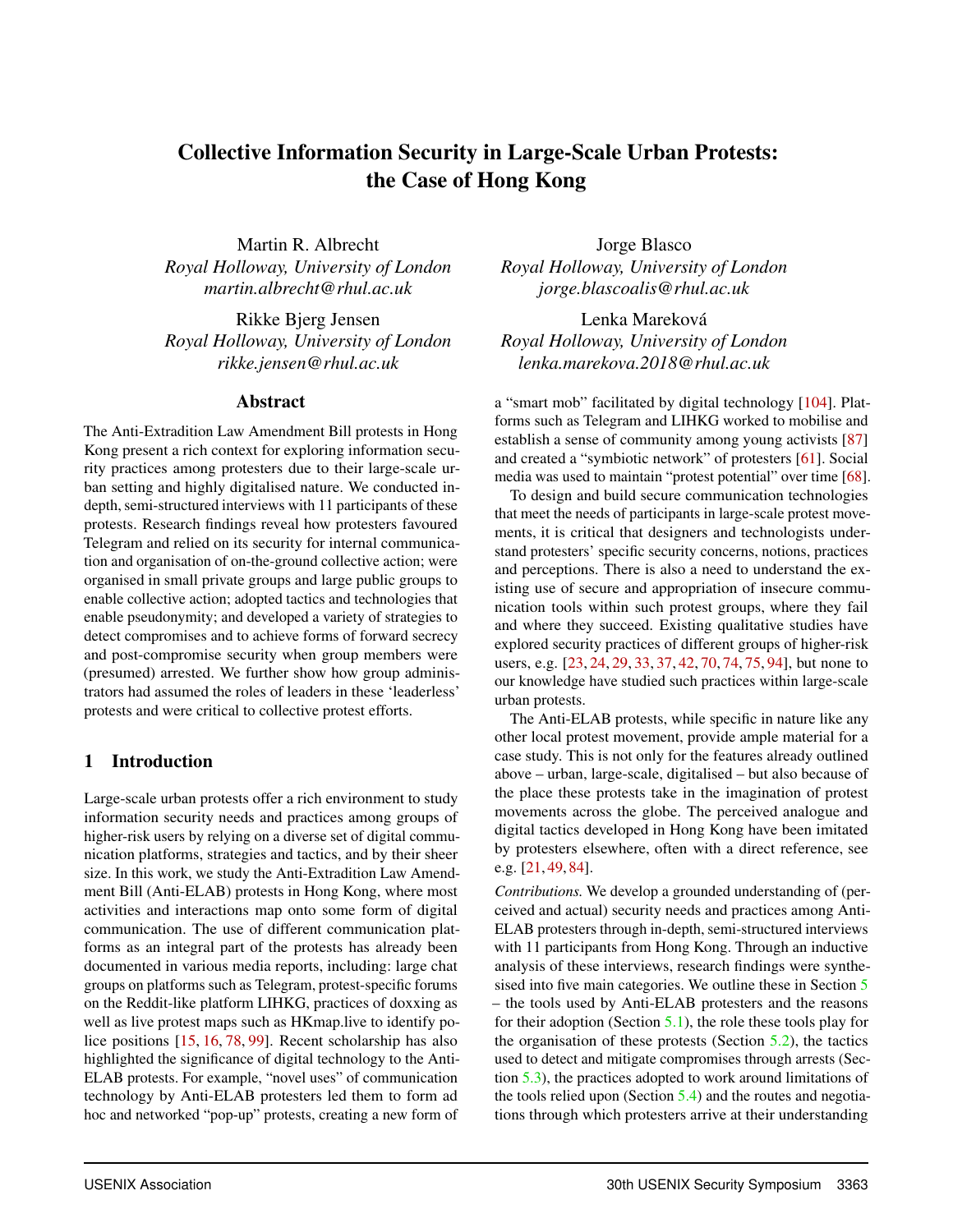# Collective Information Security in Large-Scale Urban Protests: the Case of Hong Kong

Martin R. Albrecht
*Royal Holloway, University of London*
*martin.albrecht@rhul.ac.uk*

Jorge Blasco
*Royal Holloway, University of London*
*jorge.blascoalis@rhul.ac.uk*

Rikke Bjerg Jensen
*Royal Holloway, University of London*
*rikke.jensen@rhul.ac.uk*

Lenka Mareková
*Royal Holloway, University of London*
*lenka.marekova.2018@rhul.ac.uk*

## Abstract

The Anti-Extradition Law Amendment Bill protests in Hong Kong present a rich context for exploring information security practices among protesters due to their large-scale urban setting and highly digitalised nature. We conducted in-depth, semi-structured interviews with 11 participants of these protests. Research findings reveal how protesters favoured Telegram and relied on its security for internal communication and organisation of on-the-ground collective action; were organised in small private groups and large public groups to enable collective action; adopted tactics and technologies that enable pseudonymity; and developed a variety of strategies to detect compromises and to achieve forms of forward secrecy and post-compromise security when group members were (presumed) arrested. We further show how group administrators had assumed the roles of leaders in these 'leaderless' protests and were critical to collective protest efforts.

## 1 Introduction

Large-scale urban protests offer a rich environment to study information security needs and practices among groups of higher-risk users by relying on a diverse set of digital communication platforms, strategies and tactics, and by their sheer size. In this work, we study the Anti-Extradition Law Amendment Bill (Anti-ELAB) protests in Hong Kong, where most activities and interactions map onto some form of digital communication. The use of different communication platforms as an integral part of the protests has already been documented in various media reports, including: large chat groups on platforms such as Telegram, protest-specific forums on the Reddit-like platform LIHKG, practices of doxxing as well as live protest maps such as HKmap.live to identify police positions [15, 16, 78, 99]. Recent scholarship has also highlighted the significance of digital technology to the Anti-ELAB protests. For example, "novel uses" of communication technology by Anti-ELAB protesters led them to form ad hoc and networked "pop-up" protests, creating a new form of a "smart mob" facilitated by digital technology [104]. Platforms such as Telegram and LIHKG worked to mobilise and establish a sense of community among young activists [87] and created a "symbiotic network" of protesters [61]. Social media was used to maintain "protest potential" over time [68].

To design and build secure communication technologies that meet the needs of participants in large-scale protest movements, it is critical that designers and technologists understand protesters' specific security concerns, notions, practices and perceptions. There is also a need to understand the existing use of secure and appropriation of insecure communication tools within such protest groups, where they fail and where they succeed. Existing qualitative studies have explored security practices of different groups of higher-risk users, e.g. [23, 24, 29, 33, 37, 42, 70, 74, 75, 94], but none to our knowledge have studied such practices within large-scale urban protests.

The Anti-ELAB protests, while specific in nature like any other local protest movement, provide ample material for a case study. This is not only for the features already outlined above – urban, large-scale, digitalised – but also because of the place these protests take in the imagination of protest movements across the globe. The perceived analogue and digital tactics developed in Hong Kong have been imitated by protesters elsewhere, often with a direct reference, see e.g. [21, 49, 84].

*Contributions.* We develop a grounded understanding of (perceived and actual) security needs and practices among Anti-ELAB protesters through in-depth, semi-structured interviews with 11 participants from Hong Kong. Through an inductive analysis of these interviews, research findings were synthesised into five main categories. We outline these in Section 5 – the tools used by Anti-ELAB protesters and the reasons for their adoption (Section 5.1), the role these tools play for the organisation of these protests (Section 5.2), the tactics used to detect and mitigate compromises through arrests (Section 5.3), the practices adopted to work around limitations of the tools relied upon (Section 5.4) and the routes and negotiations through which protesters arrive at their understanding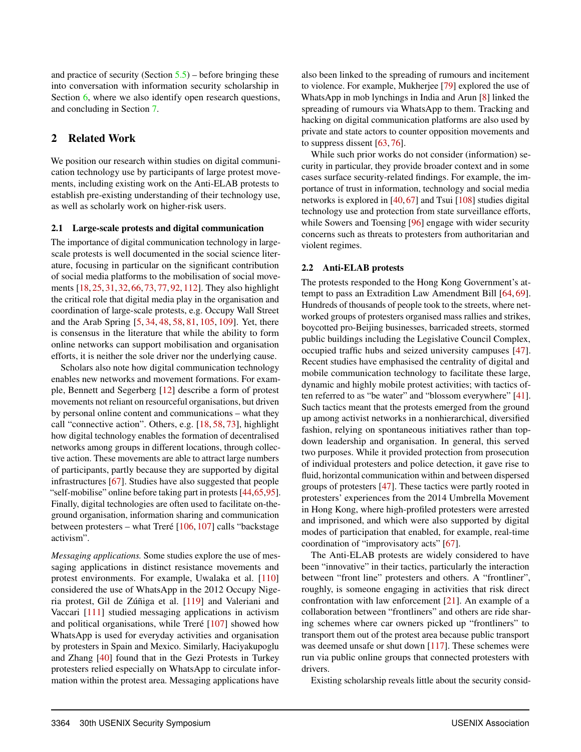and practice of security (Section 5.5) – before bringing these into conversation with information security scholarship in Section 6, where we also identify open research questions, and concluding in Section 7.

## 2 Related Work

We position our research within studies on digital communication technology use by participants of large protest movements, including existing work on the Anti-ELAB protests to establish pre-existing understanding of their technology use, as well as scholarly work on higher-risk users.

### 2.1 Large-scale protests and digital communication

The importance of digital communication technology in large-scale protests is well documented in the social science literature, focusing in particular on the significant contribution of social media platforms to the mobilisation of social movements [18, 25, 31, 32, 66, 73, 77, 92, 112]. They also highlight the critical role that digital media play in the organisation and coordination of large-scale protests, e.g. Occupy Wall Street and the Arab Spring [5, 34, 48, 58, 81, 105, 109]. Yet, there is consensus in the literature that while the ability to form online networks can support mobilisation and organisation efforts, it is neither the sole driver nor the underlying cause.

Scholars also note how digital communication technology enables new networks and movement formations. For example, Bennett and Segerberg [12] describe a form of protest movements not reliant on resourceful organisations, but driven by personal online content and communications – what they call "connective action". Others, e.g. [18, 58, 73], highlight how digital technology enables the formation of decentralised networks among groups in different locations, through collective action. These movements are able to attract large numbers of participants, partly because they are supported by digital infrastructures [67]. Studies have also suggested that people "self-mobilise" online before taking part in protests [44, 65, 95]. Finally, digital technologies are often used to facilitate on-the-ground organisation, information sharing and communication between protesters – what Treré [106, 107] calls "backstage activism".

*Messaging applications.* Some studies explore the use of messaging applications in distinct resistance movements and protest environments. For example, Uwalaka et al. [110] considered the use of WhatsApp in the 2012 Occupy Nigeria protest, Gil de Zúñiga et al. [119] and Valeriani and Vaccari [111] studied messaging applications in activism and political organisations, while Treré [107] showed how WhatsApp is used for everyday activities and organisation by protesters in Spain and Mexico. Similarly, Haciyakupoglu and Zhang [40] found that in the Gezi Protests in Turkey protesters relied especially on WhatsApp to circulate information within the protest area. Messaging applications have also been linked to the spreading of rumours and incitement to violence. For example, Mukherjee [79] explored the use of WhatsApp in mob lynchings in India and Arun [8] linked the spreading of rumours via WhatsApp to them. Tracking and hacking on digital communication platforms are also used by private and state actors to counter opposition movements and to suppress dissent [63, 76].

While such prior works do not consider (information) security in particular, they provide broader context and in some cases surface security-related findings. For example, the importance of trust in information, technology and social media networks is explored in [40, 67] and Tsui [108] studies digital technology use and protection from state surveillance efforts, while Sowers and Toensing [96] engage with wider security concerns such as threats to protesters from authoritarian and violent regimes.

### 2.2 Anti-ELAB protests

The protests responded to the Hong Kong Government's attempt to pass an Extradition Law Amendment Bill [64, 69]. Hundreds of thousands of people took to the streets, where networked groups of protesters organised mass rallies and strikes, boycotted pro-Beijing businesses, barricaded streets, stormed public buildings including the Legislative Council Complex, occupied traffic hubs and seized university campuses [47]. Recent studies have emphasised the centrality of digital and mobile communication technology to facilitate these large, dynamic and highly mobile protest activities; with tactics often referred to as "be water" and "blossom everywhere" [41]. Such tactics meant that the protests emerged from the ground up among activist networks in a nonhierarchical, diversified fashion, relying on spontaneous initiatives rather than top-down leadership and organisation. In general, this served two purposes. While it provided protection from prosecution of individual protesters and police detection, it gave rise to fluid, horizontal communication within and between dispersed groups of protesters [47]. These tactics were partly rooted in protesters' experiences from the 2014 Umbrella Movement in Hong Kong, where high-profiled protesters were arrested and imprisoned, and which were also supported by digital modes of participation that enabled, for example, real-time coordination of "improvisatory acts" [67].

The Anti-ELAB protests are widely considered to have been "innovative" in their tactics, particularly the interaction between "front line" protesters and others. A "frontliner", roughly, is someone engaging in activities that risk direct confrontation with law enforcement [21]. An example of a collaboration between "frontliners" and others are ride sharing schemes where car owners picked up "frontliners" to transport them out of the protest area because public transport was deemed unsafe or shut down [117]. These schemes were run via public online groups that connected protesters with drivers.

Existing scholarship reveals little about the security consid-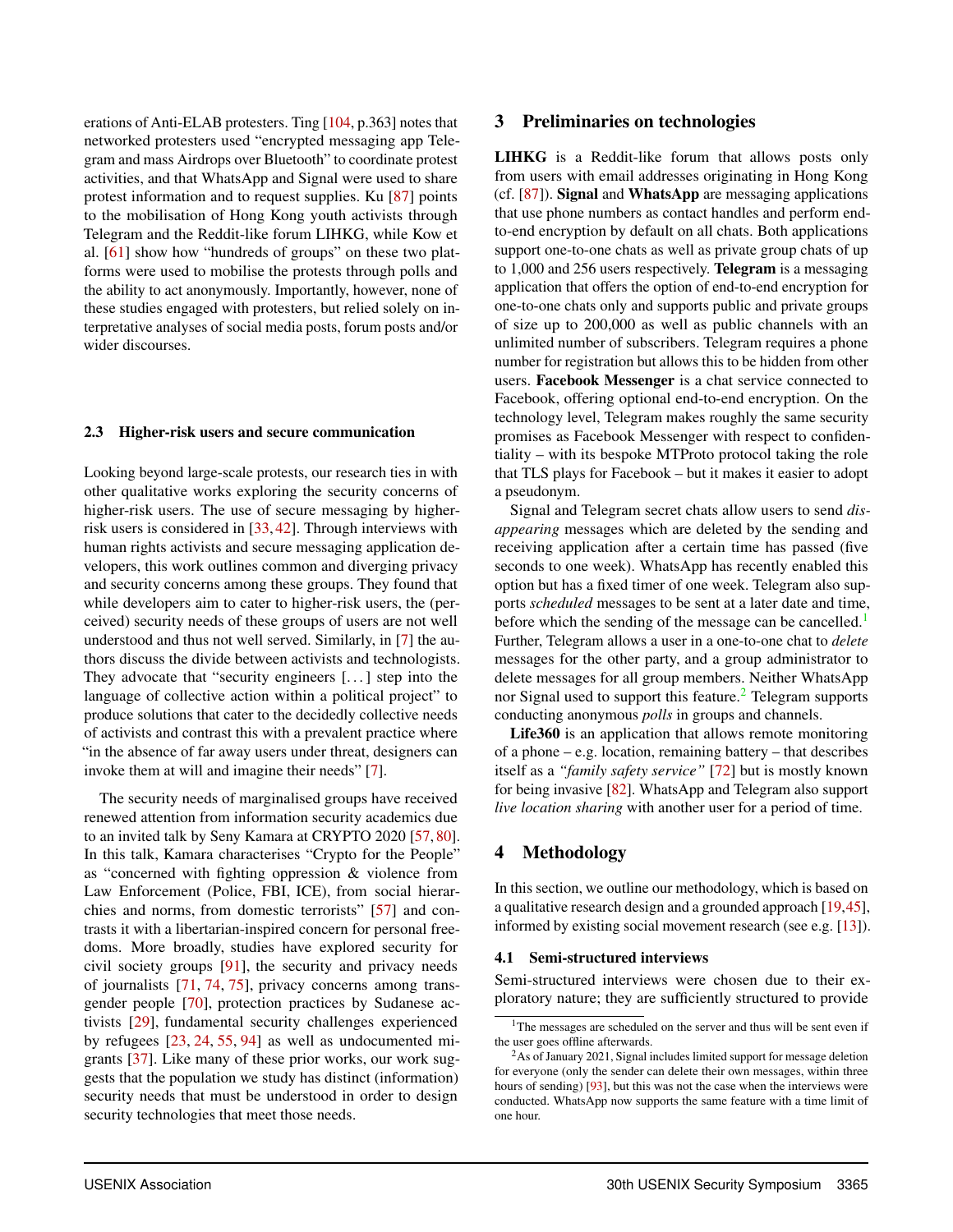erations of Anti-ELAB protesters. Ting [104, p.363] notes that networked protesters used "encrypted messaging app Telegram and mass Airdrops over Bluetooth" to coordinate protest activities, and that WhatsApp and Signal were used to share protest information and to request supplies. Ku [87] points to the mobilisation of Hong Kong youth activists through Telegram and the Reddit-like forum LIHKG, while Kow et al. [61] show how "hundreds of groups" on these two platforms were used to mobilise the protests through polls and the ability to act anonymously. Importantly, however, none of these studies engaged with protesters, but relied solely on interpretative analyses of social media posts, forum posts and/or wider discourses.

### 2.3 Higher-risk users and secure communication

Looking beyond large-scale protests, our research ties in with other qualitative works exploring the security concerns of higher-risk users. The use of secure messaging by higher-risk users is considered in [33, 42]. Through interviews with human rights activists and secure messaging application developers, this work outlines common and diverging privacy and security concerns among these groups. They found that while developers aim to cater to higher-risk users, the (perceived) security needs of these groups of users are not well understood and thus not well served. Similarly, in [7] the authors discuss the divide between activists and technologists. They advocate that "security engineers [...] step into the language of collective action within a political project" to produce solutions that cater to the decidedly collective needs of activists and contrast this with a prevalent practice where "in the absence of far away users under threat, designers can invoke them at will and imagine their needs" [7].

The security needs of marginalised groups have received renewed attention from information security academics due to an invited talk by Seny Kamara at CRYPTO 2020 [57, 80]. In this talk, Kamara characterises "Crypto for the People" as "concerned with fighting oppression & violence from Law Enforcement (Police, FBI, ICE), from social hierarchies and norms, from domestic terrorists" [57] and contrasts it with a libertarian-inspired concern for personal freedoms. More broadly, studies have explored security for civil society groups [91], the security and privacy needs of journalists [71, 74, 75], privacy concerns among transgender people [70], protection practices by Sudanese activists [29], fundamental security challenges experienced by refugees [23, 24, 55, 94] as well as undocumented migrants [37]. Like many of these prior works, our work suggests that the population we study has distinct (information) security needs that must be understood in order to design security technologies that meet those needs.

## 3 Preliminaries on technologies

**LIHKG** is a Reddit-like forum that allows posts only from users with email addresses originating in Hong Kong (cf. [87]). **Signal** and **WhatsApp** are messaging applications that use phone numbers as contact handles and perform end-to-end encryption by default on all chats. Both applications support one-to-one chats as well as private group chats of up to 1,000 and 256 users respectively. **Telegram** is a messaging application that offers the option of end-to-end encryption for one-to-one chats only and supports public and private groups of size up to 200,000 as well as public channels with an unlimited number of subscribers. Telegram requires a phone number for registration but allows this to be hidden from other users. **Facebook Messenger** is a chat service connected to Facebook, offering optional end-to-end encryption. On the technology level, Telegram makes roughly the same security promises as Facebook Messenger with respect to confidentiality – with its bespoke MTProto protocol taking the role that TLS plays for Facebook – but it makes it easier to adopt a pseudonym.

Signal and Telegram secret chats allow users to send *disappearing* messages which are deleted by the sending and receiving application after a certain time has passed (five seconds to one week). WhatsApp has recently enabled this option but has a fixed timer of one week. Telegram also supports *scheduled* messages to be sent at a later date and time, before which the sending of the message can be cancelled.[1] Further, Telegram allows a user in a one-to-one chat to *delete* messages for the other party, and a group administrator to delete messages for all group members. Neither WhatsApp nor Signal used to support this feature.[2] Telegram supports conducting anonymous *polls* in groups and channels.

**Life360** is an application that allows remote monitoring of a phone – e.g. location, remaining battery – that describes itself as a *"family safety service"* [72] but is mostly known for being invasive [82]. WhatsApp and Telegram also support *live location sharing* with another user for a period of time.

## 4 Methodology

In this section, we outline our methodology, which is based on a qualitative research design and a grounded approach [19, 45], informed by existing social movement research (see e.g. [13]).

### 4.1 Semi-structured interviews

Semi-structured interviews were chosen due to their exploratory nature; they are sufficiently structured to provide

[1] The messages are scheduled on the server and thus will be sent even if the user goes offline afterwards.

[2] As of January 2021, Signal includes limited support for message deletion for everyone (only the sender can delete their own messages, within three hours of sending) [93], but this was not the case when the interviews were conducted. WhatsApp now supports the same feature with a time limit of one hour.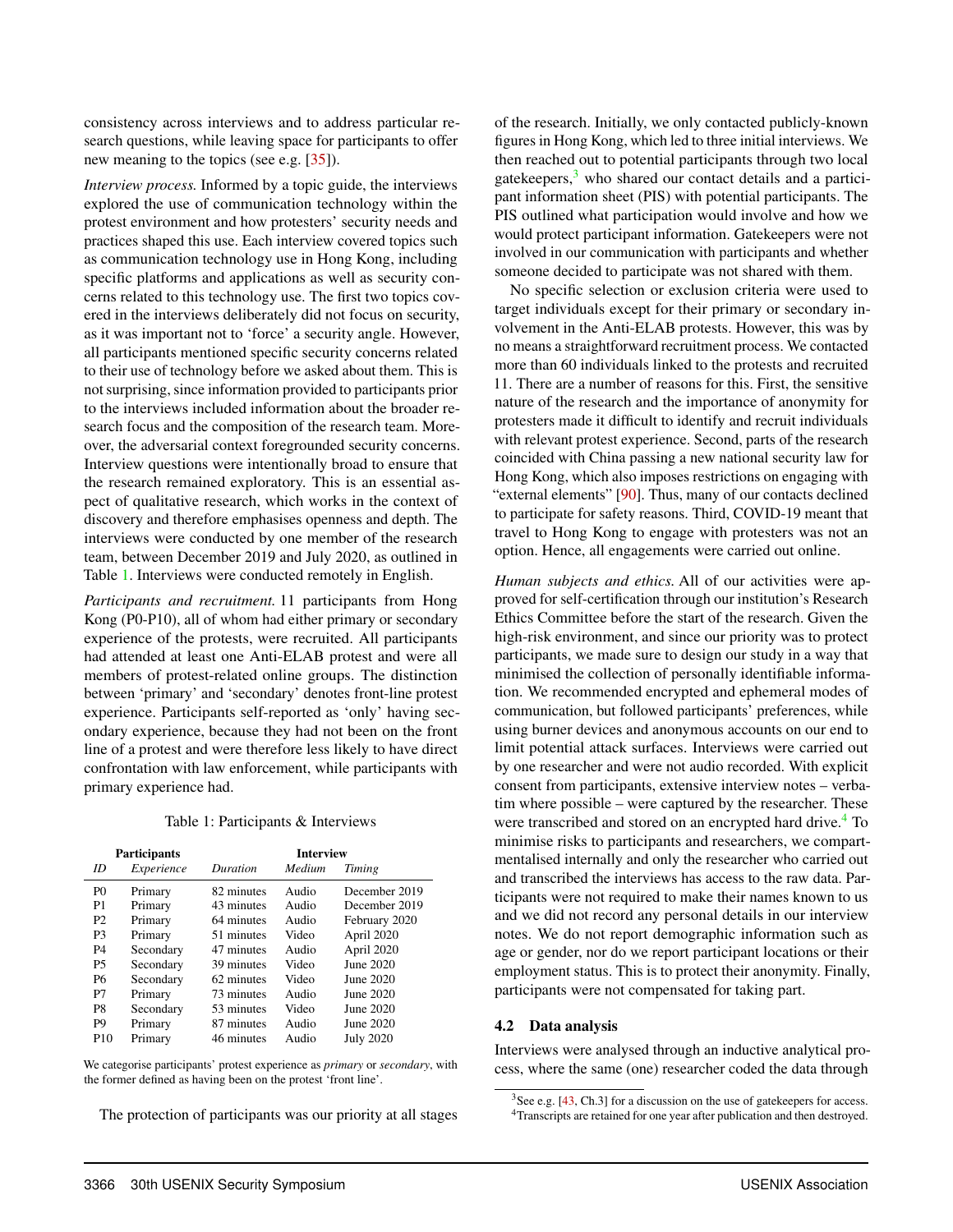consistency across interviews and to address particular research questions, while leaving space for participants to offer new meaning to the topics (see e.g. [35]).

*Interview process.* Informed by a topic guide, the interviews explored the use of communication technology within the protest environment and how protesters' security needs and practices shaped this use. Each interview covered topics such as communication technology use in Hong Kong, including specific platforms and applications as well as security concerns related to this technology use. The first two topics covered in the interviews deliberately did not focus on security, as it was important not to 'force' a security angle. However, all participants mentioned specific security concerns related to their use of technology before we asked about them. This is not surprising, since information provided to participants prior to the interviews included information about the broader research focus and the composition of the research team. Moreover, the adversarial context foregrounded security concerns. Interview questions were intentionally broad to ensure that the research remained exploratory. This is an essential aspect of qualitative research, which works in the context of discovery and therefore emphasises openness and depth. The interviews were conducted by one member of the research team, between December 2019 and July 2020, as outlined in Table 1. Interviews were conducted remotely in English.

*Participants and recruitment.* 11 participants from Hong Kong (P0-P10), all of whom had either primary or secondary experience of the protests, were recruited. All participants had attended at least one Anti-ELAB protest and were all members of protest-related online groups. The distinction between 'primary' and 'secondary' denotes front-line protest experience. Participants self-reported as 'only' having secondary experience, because they had not been on the front line of a protest and were therefore less likely to have direct confrontation with law enforcement, while participants with primary experience had.

Table 1: Participants & Interviews

| **Participants** | | **Interview** | | |
|---|---|---|---|---|
| *ID* | *Experience* | *Duration* | *Medium* | *Timing* |
| P0 | Primary | 82 minutes | Audio | December 2019 |
| P1 | Primary | 43 minutes | Audio | December 2019 |
| P2 | Primary | 64 minutes | Audio | February 2020 |
| P3 | Primary | 51 minutes | Video | April 2020 |
| P4 | Secondary | 47 minutes | Audio | April 2020 |
| P5 | Secondary | 39 minutes | Video | June 2020 |
| P6 | Secondary | 62 minutes | Video | June 2020 |
| P7 | Primary | 73 minutes | Audio | June 2020 |
| P8 | Secondary | 53 minutes | Video | June 2020 |
| P9 | Primary | 87 minutes | Audio | June 2020 |
| P10 | Primary | 46 minutes | Audio | July 2020 |

We categorise participants' protest experience as *primary* or *secondary*, with the former defined as having been on the protest 'front line'.

The protection of participants was our priority at all stages of the research. Initially, we only contacted publicly-known figures in Hong Kong, which led to three initial interviews. We then reached out to potential participants through two local gatekeepers,[3] who shared our contact details and a participant information sheet (PIS) with potential participants. The PIS outlined what participation would involve and how we would protect participant information. Gatekeepers were not involved in our communication with participants and whether someone decided to participate was not shared with them.

No specific selection or exclusion criteria were used to target individuals except for their primary or secondary involvement in the Anti-ELAB protests. However, this was by no means a straightforward recruitment process. We contacted more than 60 individuals linked to the protests and recruited 11. There are a number of reasons for this. First, the sensitive nature of the research and the importance of anonymity for protesters made it difficult to identify and recruit individuals with relevant protest experience. Second, parts of the research coincided with China passing a new national security law for Hong Kong, which also imposes restrictions on engaging with "external elements" [90]. Thus, many of our contacts declined to participate for safety reasons. Third, COVID-19 meant that travel to Hong Kong to engage with protesters was not an option. Hence, all engagements were carried out online.

*Human subjects and ethics.* All of our activities were approved for self-certification through our institution's Research Ethics Committee before the start of the research. Given the high-risk environment, and since our priority was to protect participants, we made sure to design our study in a way that minimised the collection of personally identifiable information. We recommended encrypted and ephemeral modes of communication, but followed participants' preferences, while using burner devices and anonymous accounts on our end to limit potential attack surfaces. Interviews were carried out by one researcher and were not audio recorded. With explicit consent from participants, extensive interview notes – verbatim where possible – were captured by the researcher. These were transcribed and stored on an encrypted hard drive.[4] To minimise risks to participants and researchers, we compartmentalised internally and only the researcher who carried out and transcribed the interviews has access to the raw data. Participants were not required to make their names known to us and we did not record any personal details in our interview notes. We do not report demographic information such as age or gender, nor do we report participant locations or their employment status. This is to protect their anonymity. Finally, participants were not compensated for taking part.

## 4.2 Data analysis

Interviews were analysed through an inductive analytical process, where the same (one) researcher coded the data through

[3] See e.g. [43, Ch.3] for a discussion on the use of gatekeepers for access.

[4] Transcripts are retained for one year after publication and then destroyed.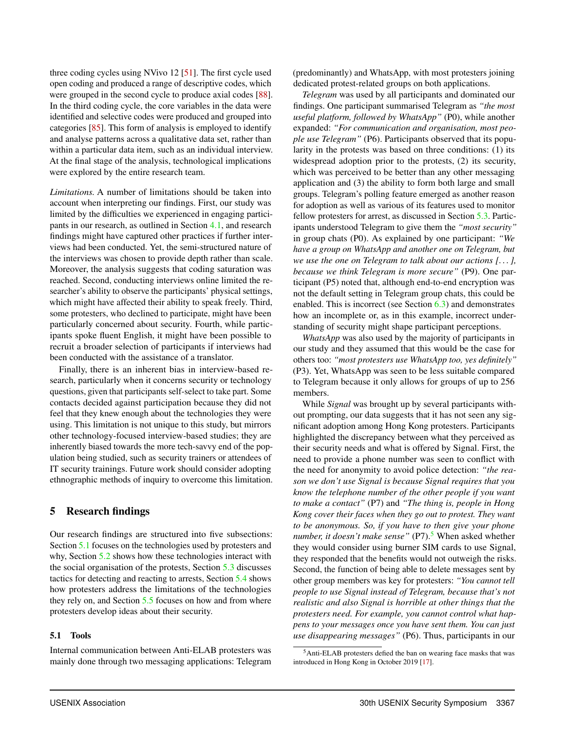three coding cycles using NVivo 12 [51]. The first cycle used open coding and produced a range of descriptive codes, which were grouped in the second cycle to produce axial codes [88]. In the third coding cycle, the core variables in the data were identified and selective codes were produced and grouped into categories [85]. This form of analysis is employed to identify and analyse patterns across a qualitative data set, rather than within a particular data item, such as an individual interview. At the final stage of the analysis, technological implications were explored by the entire research team.

*Limitations.* A number of limitations should be taken into account when interpreting our findings. First, our study was limited by the difficulties we experienced in engaging participants in our research, as outlined in Section 4.1, and research findings might have captured other practices if further interviews had been conducted. Yet, the semi-structured nature of the interviews was chosen to provide depth rather than scale. Moreover, the analysis suggests that coding saturation was reached. Second, conducting interviews online limited the researcher's ability to observe the participants' physical settings, which might have affected their ability to speak freely. Third, some protesters, who declined to participate, might have been particularly concerned about security. Fourth, while participants spoke fluent English, it might have been possible to recruit a broader selection of participants if interviews had been conducted with the assistance of a translator.

Finally, there is an inherent bias in interview-based research, particularly when it concerns security or technology questions, given that participants self-select to take part. Some contacts decided against participation because they did not feel that they knew enough about the technologies they were using. This limitation is not unique to this study, but mirrors other technology-focused interview-based studies; they are inherently biased towards the more tech-savvy end of the population being studied, such as security trainers or attendees of IT security trainings. Future work should consider adopting ethnographic methods of inquiry to overcome this limitation.

## 5 Research findings

Our research findings are structured into five subsections: Section 5.1 focuses on the technologies used by protesters and why, Section 5.2 shows how these technologies interact with the social organisation of the protests, Section 5.3 discusses tactics for detecting and reacting to arrests, Section 5.4 shows how protesters address the limitations of the technologies they rely on, and Section 5.5 focuses on how and from where protesters develop ideas about their security.

### 5.1 Tools

Internal communication between Anti-ELAB protesters was mainly done through two messaging applications: Telegram (predominantly) and WhatsApp, with most protesters joining dedicated protest-related groups on both applications.

*Telegram* was used by all participants and dominated our findings. One participant summarised Telegram as *"the most useful platform, followed by WhatsApp"* (P0), while another expanded: *"For communication and organisation, most people use Telegram"* (P6). Participants observed that its popularity in the protests was based on three conditions: (1) its widespread adoption prior to the protests, (2) its security, which was perceived to be better than any other messaging application and (3) the ability to form both large and small groups. Telegram's polling feature emerged as another reason for adoption as well as various of its features used to monitor fellow protesters for arrest, as discussed in Section 5.3. Participants understood Telegram to give them the *"most security"* in group chats (P0). As explained by one participant: *"We have a group on WhatsApp and another one on Telegram, but we use the one on Telegram to talk about our actions [...], because we think Telegram is more secure"* (P9). One participant (P5) noted that, although end-to-end encryption was not the default setting in Telegram group chats, this could be enabled. This is incorrect (see Section 6.3) and demonstrates how an incomplete or, as in this example, incorrect understanding of security might shape participant perceptions.

*WhatsApp* was also used by the majority of participants in our study and they assumed that this would be the case for others too: *"most protesters use WhatsApp too, yes definitely"* (P3). Yet, WhatsApp was seen to be less suitable compared to Telegram because it only allows for groups of up to 256 members.

While *Signal* was brought up by several participants without prompting, our data suggests that it has not seen any significant adoption among Hong Kong protesters. Participants highlighted the discrepancy between what they perceived as their security needs and what is offered by Signal. First, the need to provide a phone number was seen to conflict with the need for anonymity to avoid police detection: *"the reason we don't use Signal is because Signal requires that you know the telephone number of the other people if you want to make a contact"* (P7) and *"The thing is, people in Hong Kong cover their faces when they go out to protest. They want to be anonymous. So, if you have to then give your phone number, it doesn't make sense"* (P7).[5] When asked whether they would consider using burner SIM cards to use Signal, they responded that the benefits would not outweigh the risks. Second, the function of being able to delete messages sent by other group members was key for protesters: *"You cannot tell people to use Signal instead of Telegram, because that's not realistic and also Signal is horrible at other things that the protesters need. For example, you cannot control what happens to your messages once you have sent them. You can just use disappearing messages"* (P6). Thus, participants in our

[5] Anti-ELAB protesters defied the ban on wearing face masks that was introduced in Hong Kong in October 2019 [17].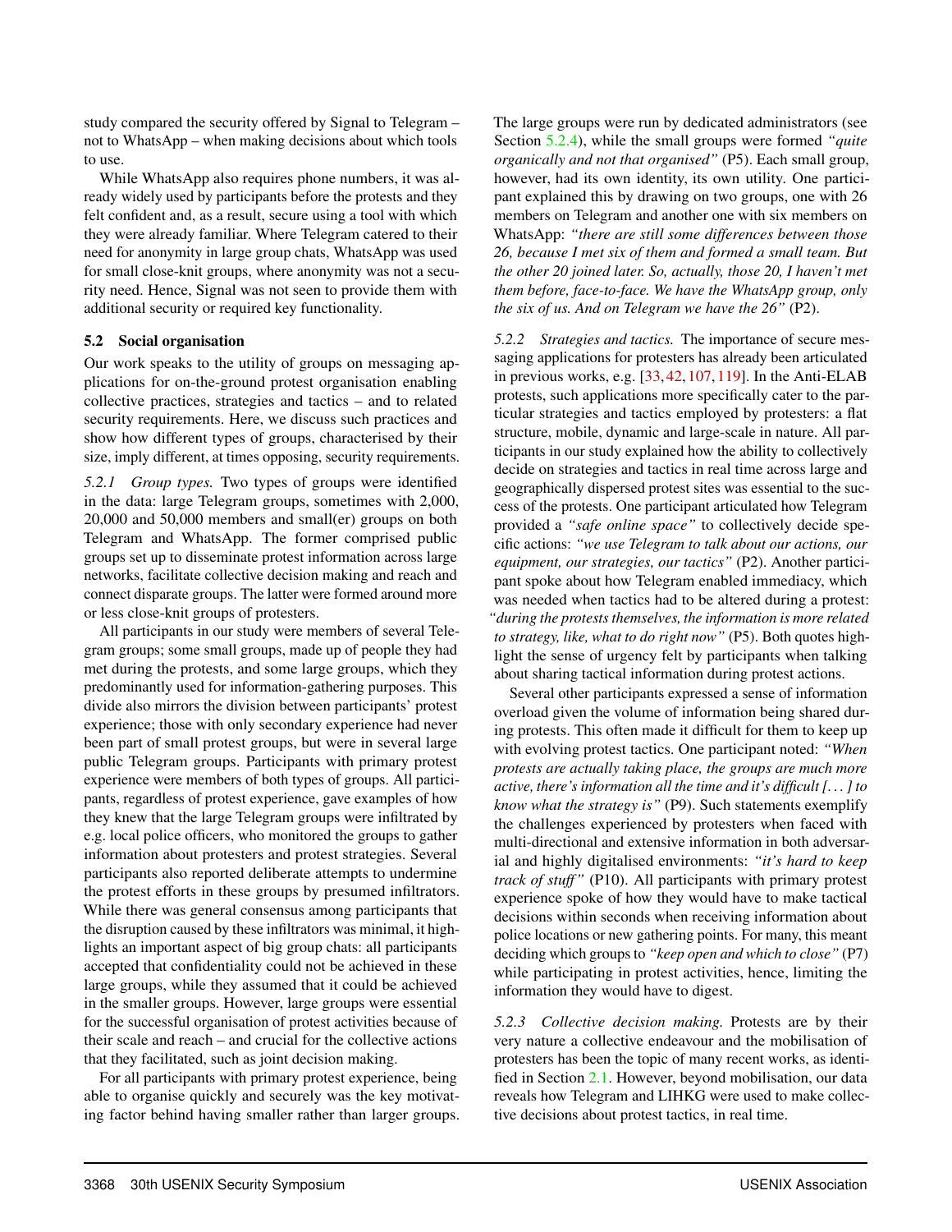study compared the security offered by Signal to Telegram – not to WhatsApp – when making decisions about which tools to use.

While WhatsApp also requires phone numbers, it was already widely used by participants before the protests and they felt confident and, as a result, secure using a tool with which they were already familiar. Where Telegram catered to their need for anonymity in large group chats, WhatsApp was used for small close-knit groups, where anonymity was not a security need. Hence, Signal was not seen to provide them with additional security or required key functionality.

### 5.2 Social organisation

Our work speaks to the utility of groups on messaging applications for on-the-ground protest organisation enabling collective practices, strategies and tactics – and to related security requirements. Here, we discuss such practices and show how different types of groups, characterised by their size, imply different, at times opposing, security requirements.

*5.2.1 Group types.* Two types of groups were identified in the data: large Telegram groups, sometimes with 2,000, 20,000 and 50,000 members and small(er) groups on both Telegram and WhatsApp. The former comprised public groups set up to disseminate protest information across large networks, facilitate collective decision making and reach and connect disparate groups. The latter were formed around more or less close-knit groups of protesters.

All participants in our study were members of several Telegram groups; some small groups, made up of people they had met during the protests, and some large groups, which they predominantly used for information-gathering purposes. This divide also mirrors the division between participants' protest experience; those with only secondary experience had never been part of small protest groups, but were in several large public Telegram groups. Participants with primary protest experience were members of both types of groups. All participants, regardless of protest experience, gave examples of how they knew that the large Telegram groups were infiltrated by e.g. local police officers, who monitored the groups to gather information about protesters and protest strategies. Several participants also reported deliberate attempts to undermine the protest efforts in these groups by presumed infiltrators. While there was general consensus among participants that the disruption caused by these infiltrators was minimal, it highlights an important aspect of big group chats: all participants accepted that confidentiality could not be achieved in these large groups, while they assumed that it could be achieved in the smaller groups. However, large groups were essential for the successful organisation of protest activities because of their scale and reach – and crucial for the collective actions that they facilitated, such as joint decision making.

For all participants with primary protest experience, being able to organise quickly and securely was the key motivating factor behind having smaller rather than larger groups. The large groups were run by dedicated administrators (see Section 5.2.4), while the small groups were formed *"quite organically and not that organised"* (P5). Each small group, however, had its own identity, its own utility. One participant explained this by drawing on two groups, one with 26 members on Telegram and another one with six members on WhatsApp: *"there are still some differences between those 26, because I met six of them and formed a small team. But the other 20 joined later. So, actually, those 20, I haven't met them before, face-to-face. We have the WhatsApp group, only the six of us. And on Telegram we have the 26"* (P2).

*5.2.2 Strategies and tactics.* The importance of secure messaging applications for protesters has already been articulated in previous works, e.g. [33, 42, 107, 119]. In the Anti-ELAB protests, such applications more specifically cater to the particular strategies and tactics employed by protesters: a flat structure, mobile, dynamic and large-scale in nature. All participants in our study explained how the ability to collectively decide on strategies and tactics in real time across large and geographically dispersed protest sites was essential to the success of the protests. One participant articulated how Telegram provided a *"safe online space"* to collectively decide specific actions: *"we use Telegram to talk about our actions, our equipment, our strategies, our tactics"* (P2). Another participant spoke about how Telegram enabled immediacy, which was needed when tactics had to be altered during a protest: *"during the protests themselves, the information is more related to strategy, like, what to do right now"* (P5). Both quotes highlight the sense of urgency felt by participants when talking about sharing tactical information during protest actions.

Several other participants expressed a sense of information overload given the volume of information being shared during protests. This often made it difficult for them to keep up with evolving protest tactics. One participant noted: *"When protests are actually taking place, the groups are much more active, there's information all the time and it's difficult [. . . ] to know what the strategy is"* (P9). Such statements exemplify the challenges experienced by protesters when faced with multi-directional and extensive information in both adversarial and highly digitalised environments: *"it's hard to keep track of stuff"* (P10). All participants with primary protest experience spoke of how they would have to make tactical decisions within seconds when receiving information about police locations or new gathering points. For many, this meant deciding which groups to *"keep open and which to close"* (P7) while participating in protest activities, hence, limiting the information they would have to digest.

*5.2.3 Collective decision making.* Protests are by their very nature a collective endeavour and the mobilisation of protesters has been the topic of many recent works, as identified in Section 2.1. However, beyond mobilisation, our data reveals how Telegram and LIHKG were used to make collective decisions about protest tactics, in real time.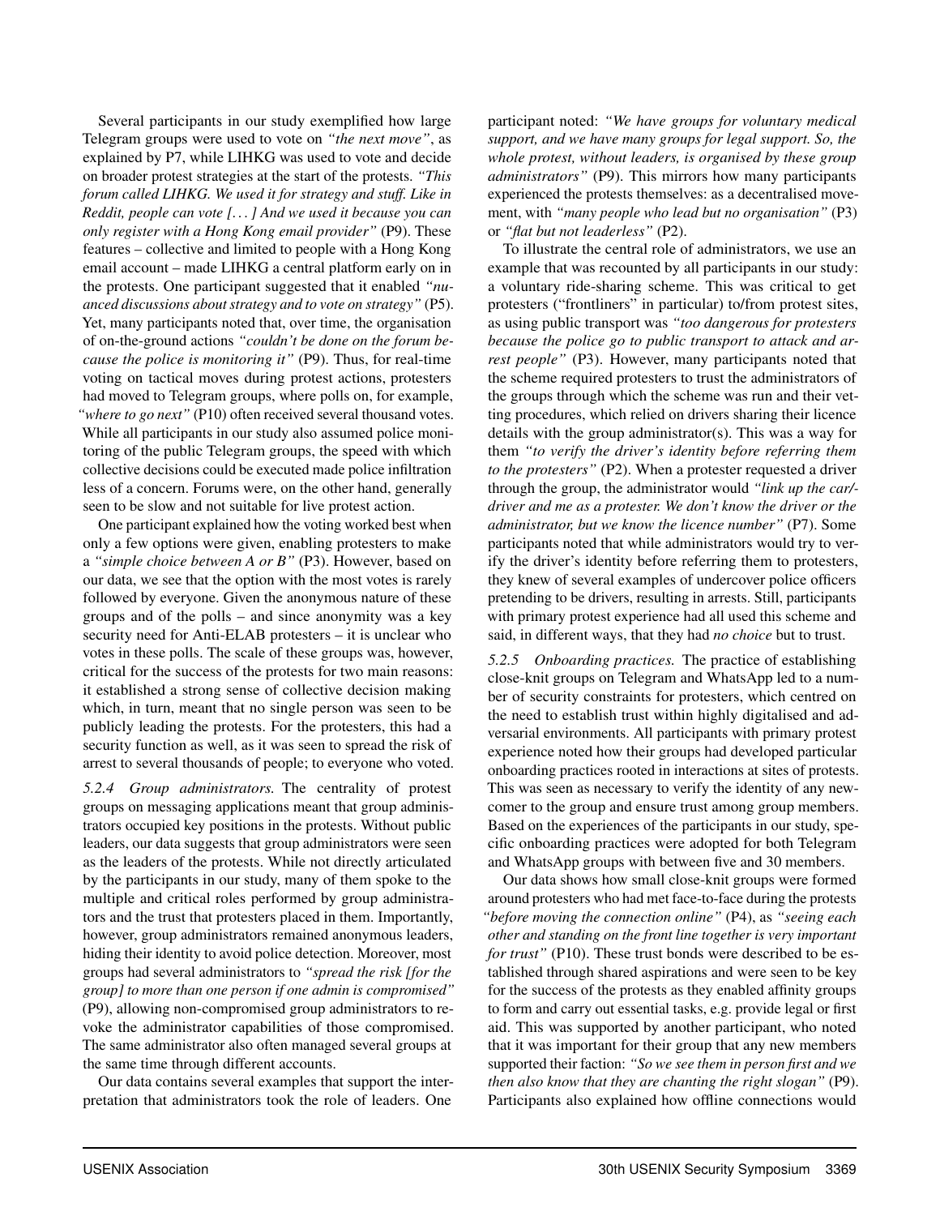Several participants in our study exemplified how large Telegram groups were used to vote on *"the next move"*, as explained by P7, while LIHKG was used to vote and decide on broader protest strategies at the start of the protests. *"This forum called LIHKG. We used it for strategy and stuff. Like in Reddit, people can vote [. . . ] And we used it because you can only register with a Hong Kong email provider"* (P9). These features – collective and limited to people with a Hong Kong email account – made LIHKG a central platform early on in the protests. One participant suggested that it enabled *"nuanced discussions about strategy and to vote on strategy"* (P5). Yet, many participants noted that, over time, the organisation of on-the-ground actions *"couldn't be done on the forum because the police is monitoring it"* (P9). Thus, for real-time voting on tactical moves during protest actions, protesters had moved to Telegram groups, where polls on, for example, *"where to go next"* (P10) often received several thousand votes. While all participants in our study also assumed police monitoring of the public Telegram groups, the speed with which collective decisions could be executed made police infiltration less of a concern. Forums were, on the other hand, generally seen to be slow and not suitable for live protest action.

One participant explained how the voting worked best when only a few options were given, enabling protesters to make a *"simple choice between A or B"* (P3). However, based on our data, we see that the option with the most votes is rarely followed by everyone. Given the anonymous nature of these groups and of the polls – and since anonymity was a key security need for Anti-ELAB protesters – it is unclear who votes in these polls. The scale of these groups was, however, critical for the success of the protests for two main reasons: it established a strong sense of collective decision making which, in turn, meant that no single person was seen to be publicly leading the protests. For the protesters, this had a security function as well, as it was seen to spread the risk of arrest to several thousands of people; to everyone who voted.

*5.2.4 Group administrators.* The centrality of protest groups on messaging applications meant that group administrators occupied key positions in the protests. Without public leaders, our data suggests that group administrators were seen as the leaders of the protests. While not directly articulated by the participants in our study, many of them spoke to the multiple and critical roles performed by group administrators and the trust that protesters placed in them. Importantly, however, group administrators remained anonymous leaders, hiding their identity to avoid police detection. Moreover, most groups had several administrators to *"spread the risk [for the group] to more than one person if one admin is compromised"* (P9), allowing non-compromised group administrators to revoke the administrator capabilities of those compromised. The same administrator also often managed several groups at the same time through different accounts.

Our data contains several examples that support the interpretation that administrators took the role of leaders. One participant noted: *"We have groups for voluntary medical support, and we have many groups for legal support. So, the whole protest, without leaders, is organised by these group administrators"* (P9). This mirrors how many participants experienced the protests themselves: as a decentralised movement, with *"many people who lead but no organisation"* (P3) or *"flat but not leaderless"* (P2).

To illustrate the central role of administrators, we use an example that was recounted by all participants in our study: a voluntary ride-sharing scheme. This was critical to get protesters ("frontliners" in particular) to/from protest sites, as using public transport was *"too dangerous for protesters because the police go to public transport to attack and arrest people"* (P3). However, many participants noted that the scheme required protesters to trust the administrators of the groups through which the scheme was run and their vetting procedures, which relied on drivers sharing their licence details with the group administrator(s). This was a way for them *"to verify the driver's identity before referring them to the protesters"* (P2). When a protester requested a driver through the group, the administrator would *"link up the car/-driver and me as a protester. We don't know the driver or the administrator, but we know the licence number"* (P7). Some participants noted that while administrators would try to verify the driver's identity before referring them to protesters, they knew of several examples of undercover police officers pretending to be drivers, resulting in arrests. Still, participants with primary protest experience had all used this scheme and said, in different ways, that they had *no choice* but to trust.

*5.2.5 Onboarding practices.* The practice of establishing close-knit groups on Telegram and WhatsApp led to a number of security constraints for protesters, which centred on the need to establish trust within highly digitalised and adversarial environments. All participants with primary protest experience noted how their groups had developed particular onboarding practices rooted in interactions at sites of protests. This was seen as necessary to verify the identity of any newcomer to the group and ensure trust among group members. Based on the experiences of the participants in our study, specific onboarding practices were adopted for both Telegram and WhatsApp groups with between five and 30 members.

Our data shows how small close-knit groups were formed around protesters who had met face-to-face during the protests *"before moving the connection online"* (P4), as *"seeing each other and standing on the front line together is very important for trust"* (P10). These trust bonds were described to be established through shared aspirations and were seen to be key for the success of the protests as they enabled affinity groups to form and carry out essential tasks, e.g. provide legal or first aid. This was supported by another participant, who noted that it was important for their group that any new members supported their faction: *"So we see them in person first and we then also know that they are chanting the right slogan"* (P9). Participants also explained how offline connections would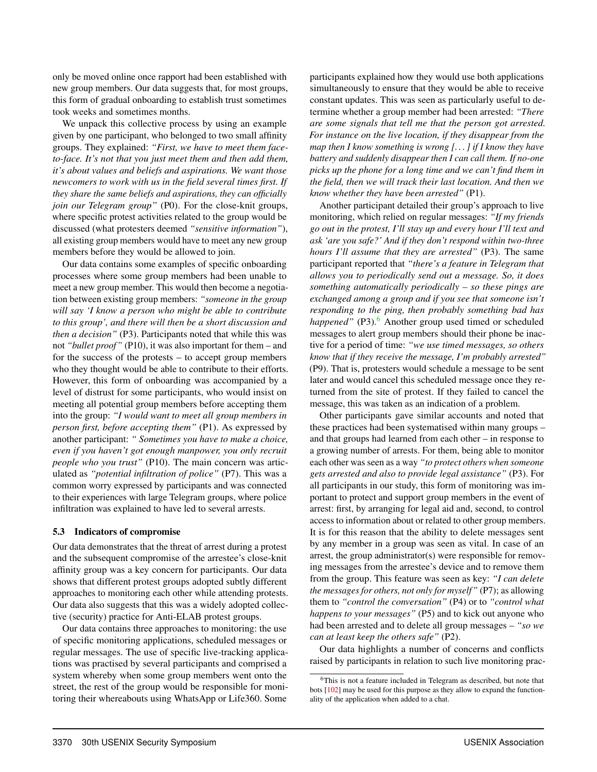only be moved online once rapport had been established with new group members. Our data suggests that, for most groups, this form of gradual onboarding to establish trust sometimes took weeks and sometimes months.

We unpack this collective process by using an example given by one participant, who belonged to two small affinity groups. They explained: *"First, we have to meet them face-to-face. It's not that you just meet them and then add them, it's about values and beliefs and aspirations. We want those newcomers to work with us in the field several times first. If they share the same beliefs and aspirations, they can officially join our Telegram group"* (P0). For the close-knit groups, where specific protest activities related to the group would be discussed (what protesters deemed *"sensitive information"*), all existing group members would have to meet any new group members before they would be allowed to join.

Our data contains some examples of specific onboarding processes where some group members had been unable to meet a new group member. This would then become a negotiation between existing group members: *"someone in the group will say 'I know a person who might be able to contribute to this group', and there will then be a short discussion and then a decision"* (P3). Participants noted that while this was not *"bullet proof"* (P10), it was also important for them – and for the success of the protests – to accept group members who they thought would be able to contribute to their efforts. However, this form of onboarding was accompanied by a level of distrust for some participants, who would insist on meeting all potential group members before accepting them into the group: *"I would want to meet all group members in person first, before accepting them"* (P1). As expressed by another participant: *" Sometimes you have to make a choice, even if you haven't got enough manpower, you only recruit people who you trust"* (P10). The main concern was articulated as *"potential infiltration of police"* (P7). This was a common worry expressed by participants and was connected to their experiences with large Telegram groups, where police infiltration was explained to have led to several arrests.

### 5.3 Indicators of compromise

Our data demonstrates that the threat of arrest during a protest and the subsequent compromise of the arrestee's close-knit affinity group was a key concern for participants. Our data shows that different protest groups adopted subtly different approaches to monitoring each other while attending protests. Our data also suggests that this was a widely adopted collective (security) practice for Anti-ELAB protest groups.

Our data contains three approaches to monitoring: the use of specific monitoring applications, scheduled messages or regular messages. The use of specific live-tracking applications was practised by several participants and comprised a system whereby when some group members went onto the street, the rest of the group would be responsible for monitoring their whereabouts using WhatsApp or Life360. Some participants explained how they would use both applications simultaneously to ensure that they would be able to receive constant updates. This was seen as particularly useful to determine whether a group member had been arrested: *"There are some signals that tell me that the person got arrested. For instance on the live location, if they disappear from the map then I know something is wrong [...] if I know they have battery and suddenly disappear then I can call them. If no-one picks up the phone for a long time and we can't find them in the field, then we will track their last location. And then we know whether they have been arrested"* (P1).

Another participant detailed their group's approach to live monitoring, which relied on regular messages: *"If my friends go out in the protest, I'll stay up and every hour I'll text and ask 'are you safe?' And if they don't respond within two-three hours I'll assume that they are arrested"* (P3). The same participant reported that *"there's a feature in Telegram that allows you to periodically send out a message. So, it does something automatically periodically – so these pings are exchanged among a group and if you see that someone isn't responding to the ping, then probably something bad has happened"* (P3).[6] Another group used timed or scheduled messages to alert group members should their phone be inactive for a period of time: *"we use timed messages, so others know that if they receive the message, I'm probably arrested"* (P9). That is, protesters would schedule a message to be sent later and would cancel this scheduled message once they returned from the site of protest. If they failed to cancel the message, this was taken as an indication of a problem.

Other participants gave similar accounts and noted that these practices had been systematised within many groups – and that groups had learned from each other – in response to a growing number of arrests. For them, being able to monitor each other was seen as a way *"to protect others when someone gets arrested and also to provide legal assistance"* (P3). For all participants in our study, this form of monitoring was important to protect and support group members in the event of arrest: first, by arranging for legal aid and, second, to control access to information about or related to other group members. It is for this reason that the ability to delete messages sent by any member in a group was seen as vital. In case of an arrest, the group administrator(s) were responsible for removing messages from the arrestee's device and to remove them from the group. This feature was seen as key: *"I can delete the messages for others, not only for myself"* (P7); as allowing them to *"control the conversation"* (P4) or to *"control what happens to your messages"* (P5) and to kick out anyone who had been arrested and to delete all group messages – *"so we can at least keep the others safe"* (P2).

Our data highlights a number of concerns and conflicts raised by participants in relation to such live monitoring prac-

[6] This is not a feature included in Telegram as described, but note that bots [102] may be used for this purpose as they allow to expand the functionality of the application when added to a chat.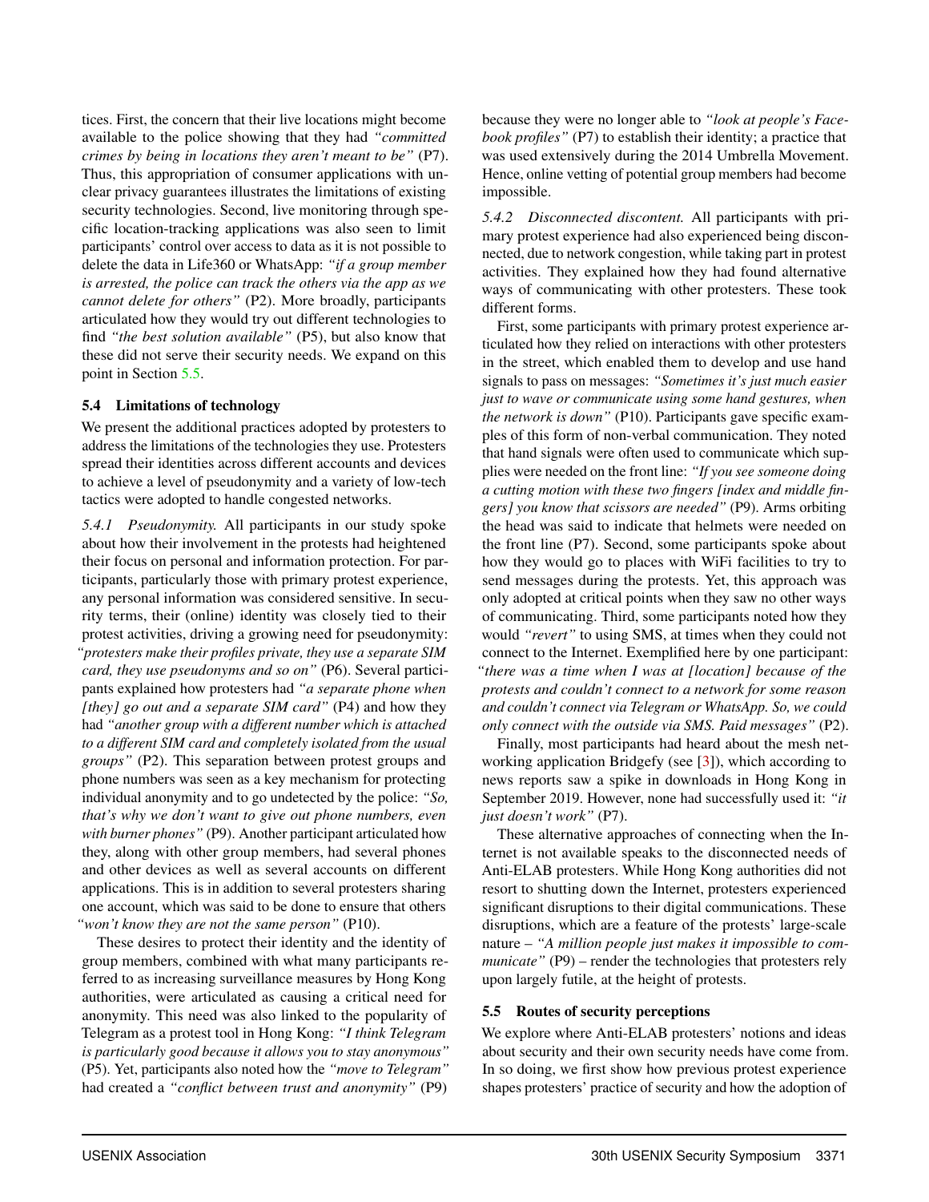tices. First, the concern that their live locations might become available to the police showing that they had *"committed crimes by being in locations they aren't meant to be"* (P7). Thus, this appropriation of consumer applications with unclear privacy guarantees illustrates the limitations of existing security technologies. Second, live monitoring through specific location-tracking applications was also seen to limit participants' control over access to data as it is not possible to delete the data in Life360 or WhatsApp: *"if a group member is arrested, the police can track the others via the app as we cannot delete for others"* (P2). More broadly, participants articulated how they would try out different technologies to find *"the best solution available"* (P5), but also know that these did not serve their security needs. We expand on this point in Section 5.5.

### 5.4 Limitations of technology

We present the additional practices adopted by protesters to address the limitations of the technologies they use. Protesters spread their identities across different accounts and devices to achieve a level of pseudonymity and a variety of low-tech tactics were adopted to handle congested networks.

*5.4.1 Pseudonymity.* All participants in our study spoke about how their involvement in the protests had heightened their focus on personal and information protection. For participants, particularly those with primary protest experience, any personal information was considered sensitive. In security terms, their (online) identity was closely tied to their protest activities, driving a growing need for pseudonymity: *"protesters make their profiles private, they use a separate SIM card, they use pseudonyms and so on"* (P6). Several participants explained how protesters had *"a separate phone when [they] go out and a separate SIM card"* (P4) and how they had *"another group with a different number which is attached to a different SIM card and completely isolated from the usual groups"* (P2). This separation between protest groups and phone numbers was seen as a key mechanism for protecting individual anonymity and to go undetected by the police: *"So, that's why we don't want to give out phone numbers, even with burner phones"* (P9). Another participant articulated how they, along with other group members, had several phones and other devices as well as several accounts on different applications. This is in addition to several protesters sharing one account, which was said to be done to ensure that others *"won't know they are not the same person"* (P10).

These desires to protect their identity and the identity of group members, combined with what many participants referred to as increasing surveillance measures by Hong Kong authorities, were articulated as causing a critical need for anonymity. This need was also linked to the popularity of Telegram as a protest tool in Hong Kong: *"I think Telegram is particularly good because it allows you to stay anonymous"* (P5). Yet, participants also noted how the *"move to Telegram"* had created a *"conflict between trust and anonymity"* (P9) because they were no longer able to *"look at people's Facebook profiles"* (P7) to establish their identity; a practice that was used extensively during the 2014 Umbrella Movement. Hence, online vetting of potential group members had become impossible.

*5.4.2 Disconnected discontent.* All participants with primary protest experience had also experienced being disconnected, due to network congestion, while taking part in protest activities. They explained how they had found alternative ways of communicating with other protesters. These took different forms.

First, some participants with primary protest experience articulated how they relied on interactions with other protesters in the street, which enabled them to develop and use hand signals to pass on messages: *"Sometimes it's just much easier just to wave or communicate using some hand gestures, when the network is down"* (P10). Participants gave specific examples of this form of non-verbal communication. They noted that hand signals were often used to communicate which supplies were needed on the front line: *"If you see someone doing a cutting motion with these two fingers [index and middle fingers] you know that scissors are needed"* (P9). Arms orbiting the head was said to indicate that helmets were needed on the front line (P7). Second, some participants spoke about how they would go to places with WiFi facilities to try to send messages during the protests. Yet, this approach was only adopted at critical points when they saw no other ways of communicating. Third, some participants noted how they would *"revert"* to using SMS, at times when they could not connect to the Internet. Exemplified here by one participant: *"there was a time when I was at [location] because of the protests and couldn't connect to a network for some reason and couldn't connect via Telegram or WhatsApp. So, we could only connect with the outside via SMS. Paid messages"* (P2).

Finally, most participants had heard about the mesh networking application Bridgefy (see [3]), which according to news reports saw a spike in downloads in Hong Kong in September 2019. However, none had successfully used it: *"it just doesn't work"* (P7).

These alternative approaches of connecting when the Internet is not available speaks to the disconnected needs of Anti-ELAB protesters. While Hong Kong authorities did not resort to shutting down the Internet, protesters experienced significant disruptions to their digital communications. These disruptions, which are a feature of the protests' large-scale nature – *"A million people just makes it impossible to communicate"* (P9) – render the technologies that protesters rely upon largely futile, at the height of protests.

### 5.5 Routes of security perceptions

We explore where Anti-ELAB protesters' notions and ideas about security and their own security needs have come from. In so doing, we first show how previous protest experience shapes protesters' practice of security and how the adoption of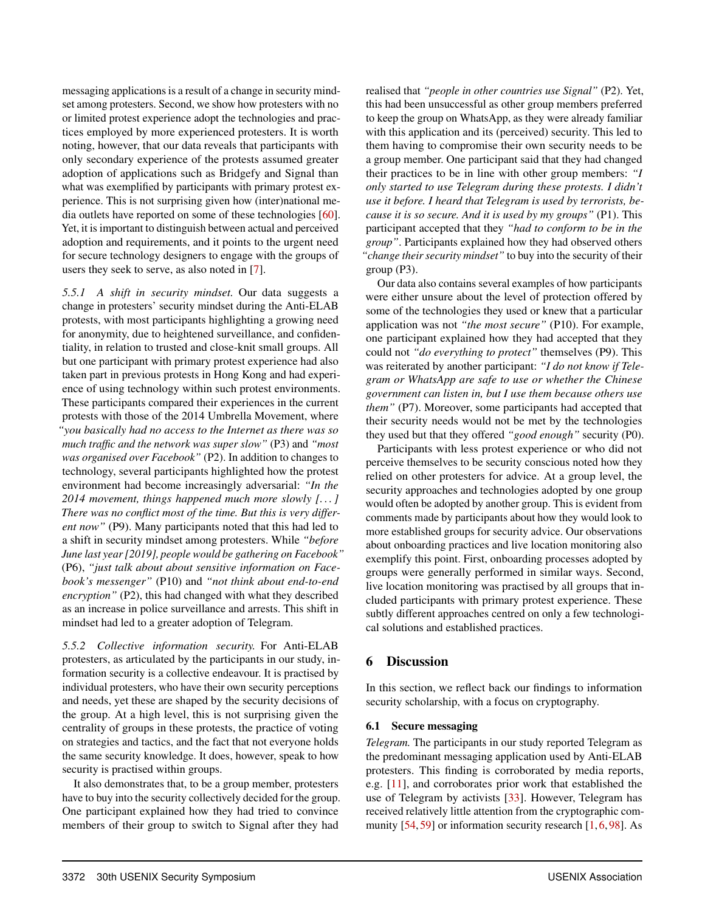messaging applications is a result of a change in security mindset among protesters. Second, we show how protesters with no or limited protest experience adopt the technologies and practices employed by more experienced protesters. It is worth noting, however, that our data reveals that participants with only secondary experience of the protests assumed greater adoption of applications such as Bridgefy and Signal than what was exemplified by participants with primary protest experience. This is not surprising given how (inter)national media outlets have reported on some of these technologies [60]. Yet, it is important to distinguish between actual and perceived adoption and requirements, and it points to the urgent need for secure technology designers to engage with the groups of users they seek to serve, as also noted in [7].

*5.5.1 A shift in security mindset.* Our data suggests a change in protesters' security mindset during the Anti-ELAB protests, with most participants highlighting a growing need for anonymity, due to heightened surveillance, and confidentiality, in relation to trusted and close-knit small groups. All but one participant with primary protest experience had also taken part in previous protests in Hong Kong and had experience of using technology within such protest environments. These participants compared their experiences in the current protests with those of the 2014 Umbrella Movement, where *"you basically had no access to the Internet as there was so much traffic and the network was super slow"* (P3) and *"most was organised over Facebook"* (P2). In addition to changes to technology, several participants highlighted how the protest environment had become increasingly adversarial: *"In the 2014 movement, things happened much more slowly [...] There was no conflict most of the time. But this is very different now"* (P9). Many participants noted that this had led to a shift in security mindset among protesters. While *"before June last year [2019], people would be gathering on Facebook"* (P6), *"just talk about sensitive information on Facebook's messenger"* (P10) and *"not think about end-to-end encryption"* (P2), this had changed with what they described as an increase in police surveillance and arrests. This shift in mindset had led to a greater adoption of Telegram.

*5.5.2 Collective information security.* For Anti-ELAB protesters, as articulated by the participants in our study, information security is a collective endeavour. It is practised by individual protesters, who have their own security perceptions and needs, yet these are shaped by the security decisions of the group. At a high level, this is not surprising given the centrality of groups in these protests, the practice of voting on strategies and tactics, and the fact that not everyone holds the same security knowledge. It does, however, speak to how security is practised within groups.

It also demonstrates that, to be a group member, protesters have to buy into the security collectively decided for the group. One participant explained how they had tried to convince members of their group to switch to Signal after they had realised that *"people in other countries use Signal"* (P2). Yet, this had been unsuccessful as other group members preferred to keep the group on WhatsApp, as they were already familiar with this application and its (perceived) security. This led to them having to compromise their own security needs to be a group member. One participant said that they had changed their practices to be in line with other group members: *"I only started to use Telegram during these protests. I didn't use it before. I heard that Telegram is used by terrorists, because it is so secure. And it is used by my groups"* (P1). This participant accepted that they *"had to conform to be in the group"*. Participants explained how they had observed others *"change their security mindset"* to buy into the security of their group (P3).

Our data also contains several examples of how participants were either unsure about the level of protection offered by some of the technologies they used or knew that a particular application was not *"the most secure"* (P10). For example, one participant explained how they had accepted that they could not *"do everything to protect"* themselves (P9). This was reiterated by another participant: *"I do not know if Telegram or WhatsApp are safe to use or whether the Chinese government can listen in, but I use them because others use them"* (P7). Moreover, some participants had accepted that their security needs would not be met by the technologies they used but that they offered *"good enough"* security (P0).

Participants with less protest experience or who did not perceive themselves to be security conscious noted how they relied on other protesters for advice. At a group level, the security approaches and technologies adopted by one group would often be adopted by another group. This is evident from comments made by participants about how they would look to more established groups for security advice. Our observations about onboarding practices and live location monitoring also exemplify this point. First, onboarding processes adopted by groups were generally performed in similar ways. Second, live location monitoring was practised by all groups that included participants with primary protest experience. These subtly different approaches centred on only a few technological solutions and established practices.

# 6 Discussion

In this section, we reflect back our findings to information security scholarship, with a focus on cryptography.

## 6.1 Secure messaging

*Telegram.* The participants in our study reported Telegram as the predominant messaging application used by Anti-ELAB protesters. This finding is corroborated by media reports, e.g. [11], and corroborates prior work that established the use of Telegram by activists [33]. However, Telegram has received relatively little attention from the cryptographic community [54, 59] or information security research [1, 6, 98]. As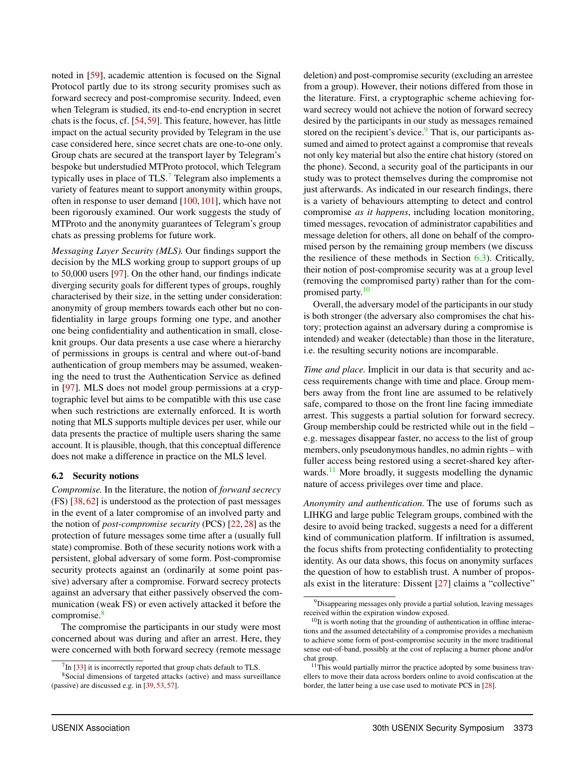noted in [59], academic attention is focused on the Signal Protocol partly due to its strong security promises such as forward secrecy and post-compromise security. Indeed, even when Telegram is studied, its end-to-end encryption in secret chats is the focus, cf. [54,59]. This feature, however, has little impact on the actual security provided by Telegram in the use case considered here, since secret chats are one-to-one only. Group chats are secured at the transport layer by Telegram's bespoke but understudied MTProto protocol, which Telegram typically uses in place of TLS.[7] Telegram also implements a variety of features meant to support anonymity within groups, often in response to user demand [100, 101], which have not been rigorously examined. Our work suggests the study of MTProto and the anonymity guarantees of Telegram's group chats as pressing problems for future work.

*Messaging Layer Security (MLS).* Our findings support the decision by the MLS working group to support groups of up to 50,000 users [97]. On the other hand, our findings indicate diverging security goals for different types of groups, roughly characterised by their size, in the setting under consideration: anonymity of group members towards each other but no confidentiality in large groups forming one type, and another one being confidentiality and authentication in small, close-knit groups. Our data presents a use case where a hierarchy of permissions in groups is central and where out-of-band authentication of group members may be assumed, weakening the need to trust the Authentication Service as defined in [97]. MLS does not model group permissions at a cryptographic level but aims to be compatible with this use case when such restrictions are externally enforced. It is worth noting that MLS supports multiple devices per user, while our data presents the practice of multiple users sharing the same account. It is plausible, though, that this conceptual difference does not make a difference in practice on the MLS level.

### 6.2 Security notions

*Compromise.* In the literature, the notion of *forward secrecy* (FS) [38, 62] is understood as the protection of past messages in the event of a later compromise of an involved party and the notion of *post-compromise security* (PCS) [22, 28] as the protection of future messages some time after a (usually full state) compromise. Both of these security notions work with a persistent, global adversary of some form. Post-compromise security protects against an (ordinarily at some point passive) adversary after a compromise. Forward secrecy protects against an adversary that either passively observed the communication (weak FS) or even actively attacked it before the compromise.[8]

The compromise the participants in our study were most concerned about was during and after an arrest. Here, they were concerned with both forward secrecy (remote message deletion) and post-compromise security (excluding an arrestee from a group). However, their notions differed from those in the literature. First, a cryptographic scheme achieving forward secrecy would not achieve the notion of forward secrecy desired by the participants in our study as messages remained stored on the recipient's device.[9] That is, our participants assumed and aimed to protect against a compromise that reveals not only key material but also the entire chat history (stored on the phone). Second, a security goal of the participants in our study was to protect themselves during the compromise not just afterwards. As indicated in our research findings, there is a variety of behaviours attempting to detect and control compromise *as it happens*, including location monitoring, timed messages, revocation of administrator capabilities and message deletion for others, all done on behalf of the compromised person by the remaining group members (we discuss the resilience of these methods in Section 6.3). Critically, their notion of post-compromise security was at a group level (removing the compromised party) rather than for the compromised party.[10]

Overall, the adversary model of the participants in our study is both stronger (the adversary also compromises the chat history; protection against an adversary during a compromise is intended) and weaker (detectable) than those in the literature, i.e. the resulting security notions are incomparable.

*Time and place.* Implicit in our data is that security and access requirements change with time and place. Group members away from the front line are assumed to be relatively safe, compared to those on the front line facing immediate arrest. This suggests a partial solution for forward secrecy. Group membership could be restricted while out in the field – e.g. messages disappear faster, no access to the list of group members, only pseudonymous handles, no admin rights – with fuller access being restored using a secret-shared key afterwards.[11] More broadly, it suggests modelling the dynamic nature of access privileges over time and place.

*Anonymity and authentication.* The use of forums such as LIHKG and large public Telegram groups, combined with the desire to avoid being tracked, suggests a need for a different kind of communication platform. If infiltration is assumed, the focus shifts from protecting confidentiality to protecting identity. As our data shows, this focus on anonymity surfaces the question of how to establish trust. A number of proposals exist in the literature: Dissent [27] claims a "collective"

---

[7] In [33] it is incorrectly reported that group chats default to TLS.

[8] Social dimensions of targeted attacks (active) and mass surveillance (passive) are discussed e.g. in [39, 53, 57].

[9] Disappearing messages only provide a partial solution, leaving messages received within the expiration window exposed.

[10] It is worth noting that the grounding of authentication in offline interactions and the assumed detectability of a compromise provides a mechanism to achieve some form of post-compromise security in the more traditional sense out-of-band, possibly at the cost of replacing a burner phone and/or chat group.

[11] This would partially mirror the practice adopted by some business travellers to move their data across borders online to avoid confiscation at the border, the latter being a use case used to motivate PCS in [28].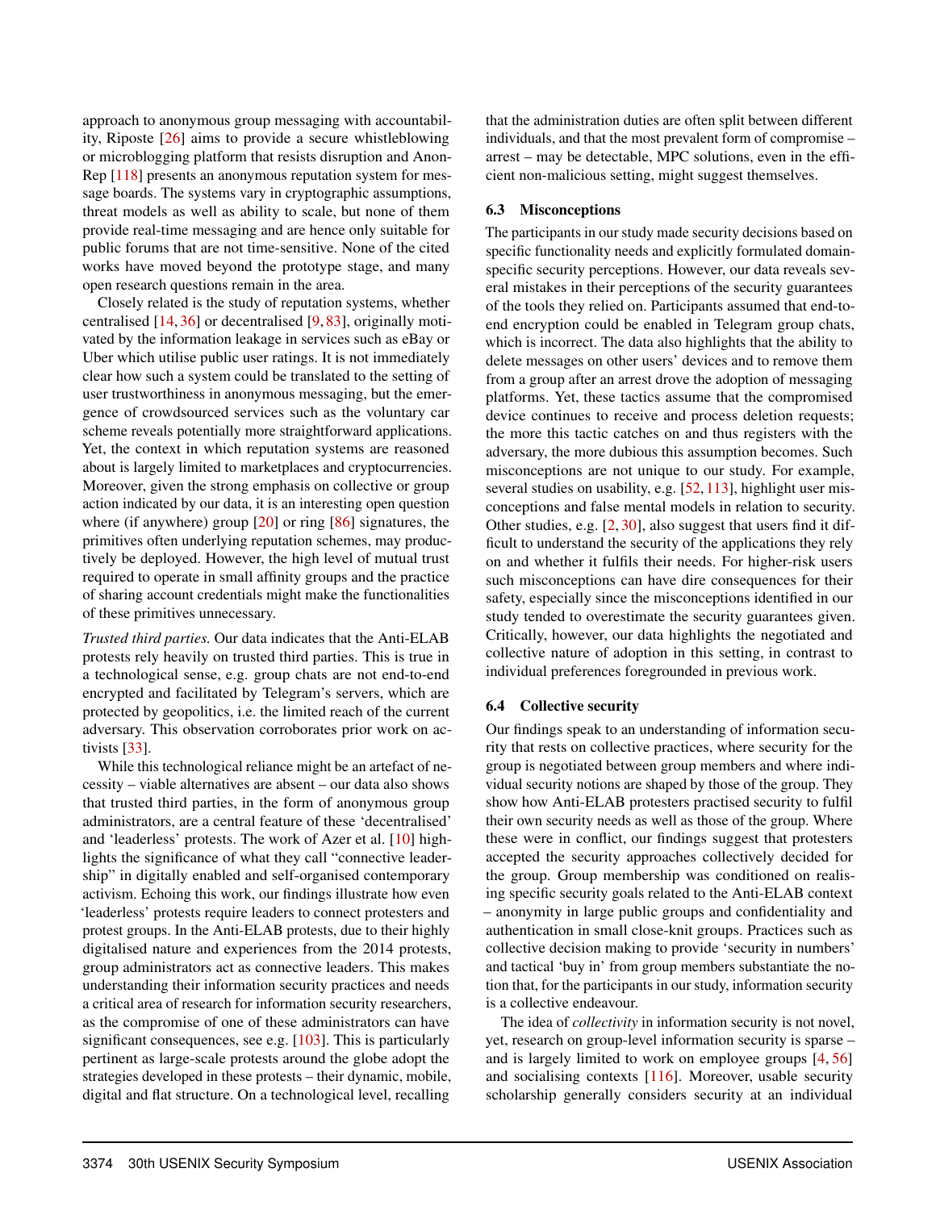approach to anonymous group messaging with accountability, Riposte [26] aims to provide a secure whistleblowing or microblogging platform that resists disruption and AnonRep [118] presents an anonymous reputation system for message boards. The systems vary in cryptographic assumptions, threat models as well as ability to scale, but none of them provide real-time messaging and are hence only suitable for public forums that are not time-sensitive. None of the cited works have moved beyond the prototype stage, and many open research questions remain in the area.

Closely related is the study of reputation systems, whether centralised [14, 36] or decentralised [9, 83], originally motivated by the information leakage in services such as eBay or Uber which utilise public user ratings. It is not immediately clear how such a system could be translated to the setting of user trustworthiness in anonymous messaging, but the emergence of crowdsourced services such as the voluntary car scheme reveals potentially more straightforward applications. Yet, the context in which reputation systems are reasoned about is largely limited to marketplaces and cryptocurrencies. Moreover, given the strong emphasis on collective or group action indicated by our data, it is an interesting open question where (if anywhere) group [20] or ring [86] signatures, the primitives often underlying reputation schemes, may productively be deployed. However, the high level of mutual trust required to operate in small affinity groups and the practice of sharing account credentials might make the functionalities of these primitives unnecessary.

*Trusted third parties.* Our data indicates that the Anti-ELAB protests rely heavily on trusted third parties. This is true in a technological sense, e.g. group chats are not end-to-end encrypted and facilitated by Telegram's servers, which are protected by geopolitics, i.e. the limited reach of the current adversary. This observation corroborates prior work on activists [33].

While this technological reliance might be an artefact of necessity – viable alternatives are absent – our data also shows that trusted third parties, in the form of anonymous group administrators, are a central feature of these 'decentralised' and 'leaderless' protests. The work of Azer et al. [10] highlights the significance of what they call "connective leadership" in digitally enabled and self-organised contemporary activism. Echoing this work, our findings illustrate how even 'leaderless' protests require leaders to connect protesters and protest groups. In the Anti-ELAB protests, due to their highly digitalised nature and experiences from the 2014 protests, group administrators act as connective leaders. This makes understanding their information security practices and needs a critical area of research for information security researchers, as the compromise of one of these administrators can have significant consequences, see e.g. [103]. This is particularly pertinent as large-scale protests around the globe adopt the strategies developed in these protests – their dynamic, mobile, digital and flat structure. On a technological level, recalling that the administration duties are often split between different individuals, and that the most prevalent form of compromise – arrest – may be detectable, MPC solutions, even in the efficient non-malicious setting, might suggest themselves.

### 6.3 Misconceptions

The participants in our study made security decisions based on specific functionality needs and explicitly formulated domain-specific security perceptions. However, our data reveals several mistakes in their perceptions of the security guarantees of the tools they relied on. Participants assumed that end-to-end encryption could be enabled in Telegram group chats, which is incorrect. The data also highlights that the ability to delete messages on other users' devices and to remove them from a group after an arrest drove the adoption of messaging platforms. Yet, these tactics assume that the compromised device continues to receive and process deletion requests; the more this tactic catches on and thus registers with the adversary, the more dubious this assumption becomes. Such misconceptions are not unique to our study. For example, several studies on usability, e.g. [52, 113], highlight user misconceptions and false mental models in relation to security. Other studies, e.g. [2, 30], also suggest that users find it difficult to understand the security of the applications they rely on and whether it fulfils their needs. For higher-risk users such misconceptions can have dire consequences for their safety, especially since the misconceptions identified in our study tended to overestimate the security guarantees given. Critically, however, our data highlights the negotiated and collective nature of adoption in this setting, in contrast to individual preferences foregrounded in previous work.

### 6.4 Collective security

Our findings speak to an understanding of information security that rests on collective practices, where security for the group is negotiated between group members and where individual security notions are shaped by those of the group. They show how Anti-ELAB protesters practised security to fulfil their own security needs as well as those of the group. Where these were in conflict, our findings suggest that protesters accepted the security approaches collectively decided for the group. Group membership was conditioned on realising specific security goals related to the Anti-ELAB context – anonymity in large public groups and confidentiality and authentication in small close-knit groups. Practices such as collective decision making to provide 'security in numbers' and tactical 'buy in' from group members substantiate the notion that, for the participants in our study, information security is a collective endeavour.

The idea of *collectivity* in information security is not novel, yet, research on group-level information security is sparse – and is largely limited to work on employee groups [4, 56] and socialising contexts [116]. Moreover, usable security scholarship generally considers security at an individual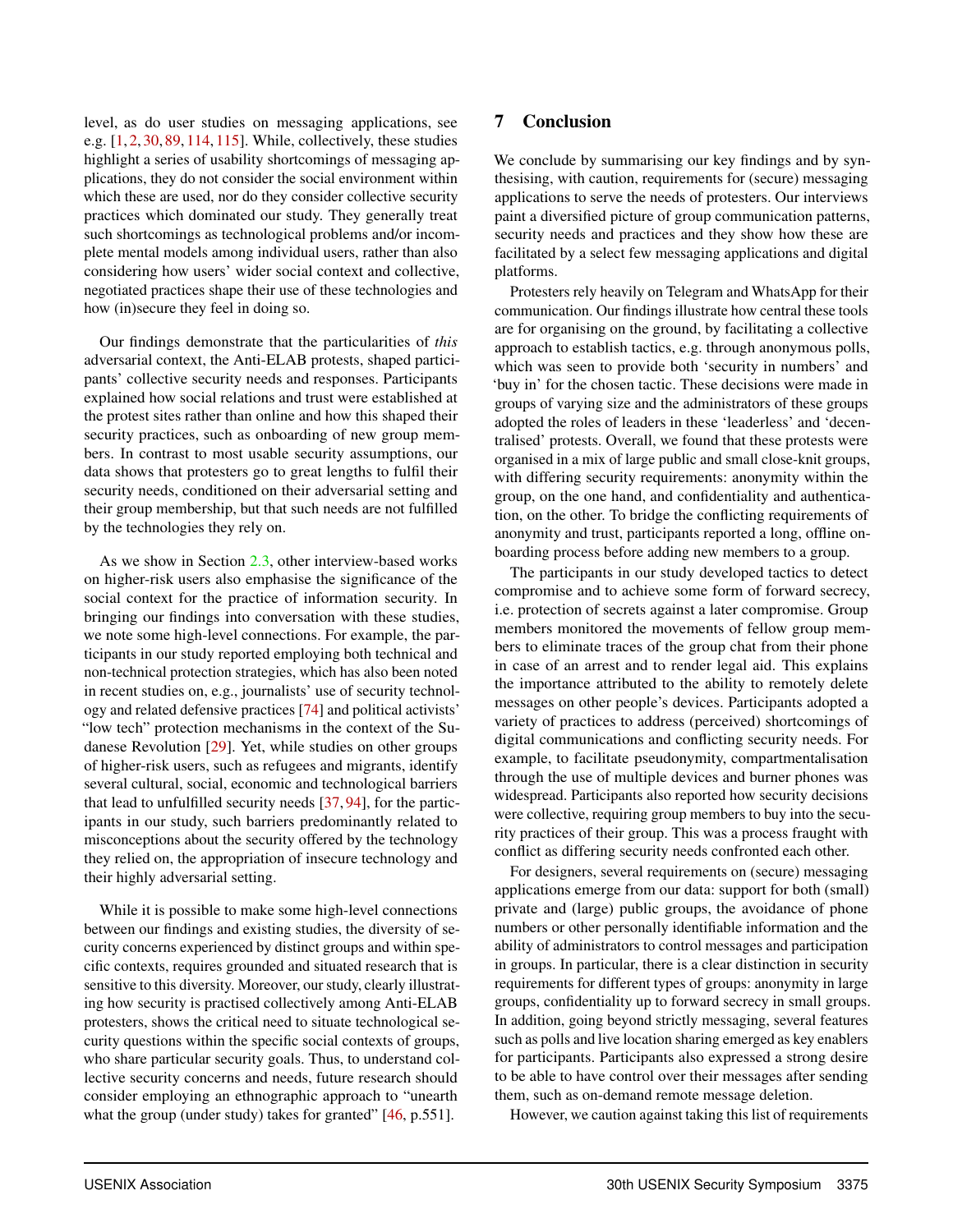level, as do user studies on messaging applications, see e.g. [1, 2, 30, 89, 114, 115]. While, collectively, these studies highlight a series of usability shortcomings of messaging applications, they do not consider the social environment within which these are used, nor do they consider collective security practices which dominated our study. They generally treat such shortcomings as technological problems and/or incomplete mental models among individual users, rather than also considering how users' wider social context and collective, negotiated practices shape their use of these technologies and how (in)secure they feel in doing so.

Our findings demonstrate that the particularities of *this* adversarial context, the Anti-ELAB protests, shaped participants' collective security needs and responses. Participants explained how social relations and trust were established at the protest sites rather than online and how this shaped their security practices, such as onboarding of new group members. In contrast to most usable security assumptions, our data shows that protesters go to great lengths to fulfil their security needs, conditioned on their adversarial setting and their group membership, but that such needs are not fulfilled by the technologies they rely on.

As we show in Section 2.3, other interview-based works on higher-risk users also emphasise the significance of the social context for the practice of information security. In bringing our findings into conversation with these studies, we note some high-level connections. For example, the participants in our study reported employing both technical and non-technical protection strategies, which has also been noted in recent studies on, e.g., journalists' use of security technology and related defensive practices [74] and political activists' "low tech" protection mechanisms in the context of the Sudanese Revolution [29]. Yet, while studies on other groups of higher-risk users, such as refugees and migrants, identify several cultural, social, economic and technological barriers that lead to unfulfilled security needs [37, 94], for the participants in our study, such barriers predominantly related to misconceptions about the security offered by the technology they relied on, the appropriation of insecure technology and their highly adversarial setting.

While it is possible to make some high-level connections between our findings and existing studies, the diversity of security concerns experienced by distinct groups and within specific contexts, requires grounded and situated research that is sensitive to this diversity. Moreover, our study, clearly illustrating how security is practised collectively among Anti-ELAB protesters, shows the critical need to situate technological security questions within the specific social contexts of groups, who share particular security goals. Thus, to understand collective security concerns and needs, future research should consider employing an ethnographic approach to "unearth what the group (under study) takes for granted" [46, p.551].

## 7 Conclusion

We conclude by summarising our key findings and by synthesising, with caution, requirements for (secure) messaging applications to serve the needs of protesters. Our interviews paint a diversified picture of group communication patterns, security needs and practices and they show how these are facilitated by a select few messaging applications and digital platforms.

Protesters rely heavily on Telegram and WhatsApp for their communication. Our findings illustrate how central these tools are for organising on the ground, by facilitating a collective approach to establish tactics, e.g. through anonymous polls, which was seen to provide both 'security in numbers' and 'buy in' for the chosen tactic. These decisions were made in groups of varying size and the administrators of these groups adopted the roles of leaders in these 'leaderless' and 'decentralised' protests. Overall, we found that these protests were organised in a mix of large public and small close-knit groups, with differing security requirements: anonymity within the group, on the one hand, and confidentiality and authentication, on the other. To bridge the conflicting requirements of anonymity and trust, participants reported a long, offline onboarding process before adding new members to a group.

The participants in our study developed tactics to detect compromise and to achieve some form of forward secrecy, i.e. protection of secrets against a later compromise. Group members monitored the movements of fellow group members to eliminate traces of the group chat from their phone in case of an arrest and to render legal aid. This explains the importance attributed to the ability to remotely delete messages on other people's devices. Participants adopted a variety of practices to address (perceived) shortcomings of digital communications and conflicting security needs. For example, to facilitate pseudonymity, compartmentalisation through the use of multiple devices and burner phones was widespread. Participants also reported how security decisions were collective, requiring group members to buy into the security practices of their group. This was a process fraught with conflict as differing security needs confronted each other.

For designers, several requirements on (secure) messaging applications emerge from our data: support for both (small) private and (large) public groups, the avoidance of phone numbers or other personally identifiable information and the ability of administrators to control messages and participation in groups. In particular, there is a clear distinction in security requirements for different types of groups: anonymity in large groups, confidentiality up to forward secrecy in small groups. In addition, going beyond strictly messaging, several features such as polls and live location sharing emerged as key enablers for participants. Participants also expressed a strong desire to be able to have control over their messages after sending them, such as on-demand remote message deletion.

However, we caution against taking this list of requirements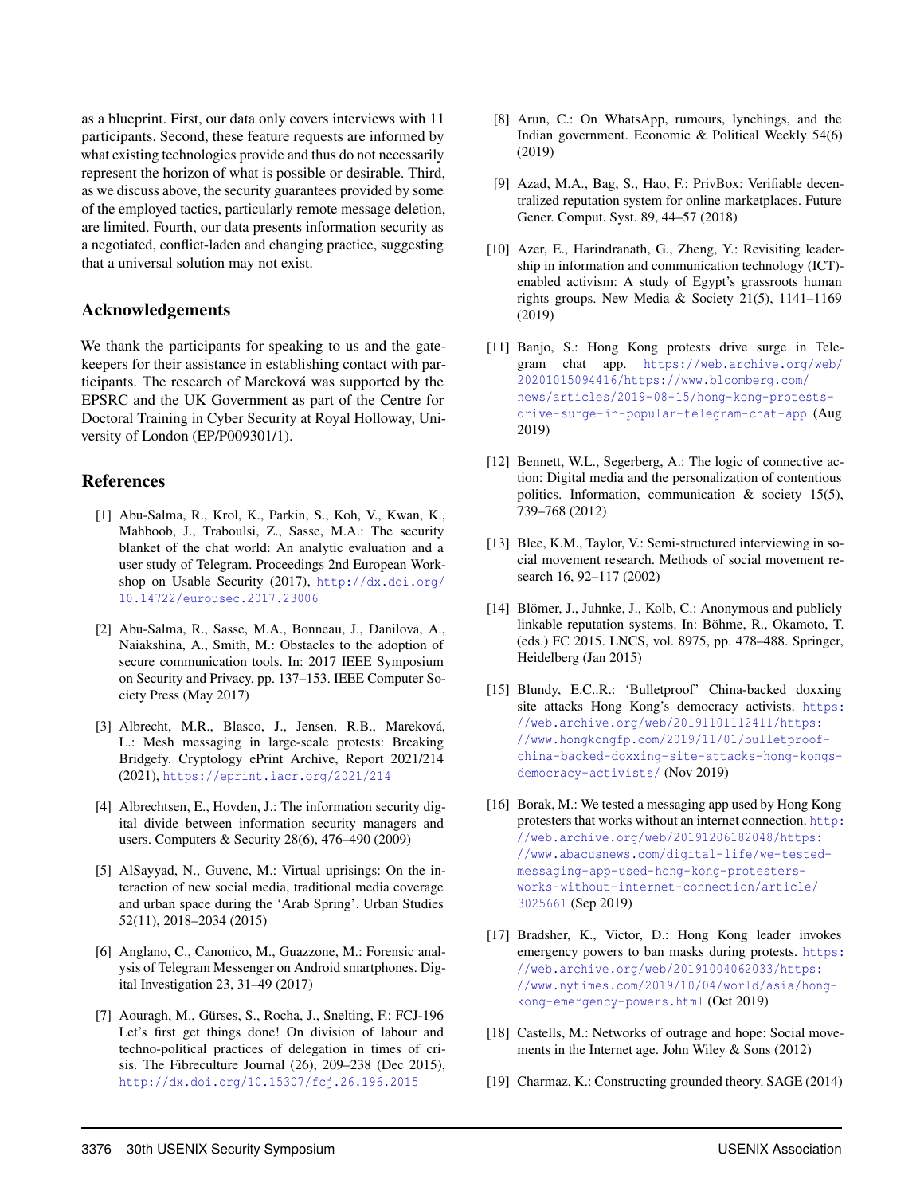as a blueprint. First, our data only covers interviews with 11 participants. Second, these feature requests are informed by what existing technologies provide and thus do not necessarily represent the horizon of what is possible or desirable. Third, as we discuss above, the security guarantees provided by some of the employed tactics, particularly remote message deletion, are limited. Fourth, our data presents information security as a negotiated, conflict-laden and changing practice, suggesting that a universal solution may not exist.

## Acknowledgements

We thank the participants for speaking to us and the gatekeepers for their assistance in establishing contact with participants. The research of Mareková was supported by the EPSRC and the UK Government as part of the Centre for Doctoral Training in Cyber Security at Royal Holloway, University of London (EP/P009301/1).

## References

[1] Abu-Salma, R., Krol, K., Parkin, S., Koh, V., Kwan, K., Mahboob, J., Traboulsi, Z., Sasse, M.A.: The security blanket of the chat world: An analytic evaluation and a user study of Telegram. Proceedings 2nd European Workshop on Usable Security (2017), http://dx.doi.org/10.14722/eurousec.2017.23006

[2] Abu-Salma, R., Sasse, M.A., Bonneau, J., Danilova, A., Naiakshina, A., Smith, M.: Obstacles to the adoption of secure communication tools. In: 2017 IEEE Symposium on Security and Privacy. pp. 137–153. IEEE Computer Society Press (May 2017)

[3] Albrecht, M.R., Blasco, J., Jensen, R.B., Mareková, L.: Mesh messaging in large-scale protests: Breaking Bridgefy. Cryptology ePrint Archive, Report 2021/214 (2021), https://eprint.iacr.org/2021/214

[4] Albrechtsen, E., Hovden, J.: The information security digital divide between information security managers and users. Computers & Security 28(6), 476–490 (2009)

[5] AlSayyad, N., Guvenc, M.: Virtual uprisings: On the interaction of new social media, traditional media coverage and urban space during the 'Arab Spring'. Urban Studies 52(11), 2018–2034 (2015)

[6] Anglano, C., Canonico, M., Guazzone, M.: Forensic analysis of Telegram Messenger on Android smartphones. Digital Investigation 23, 31–49 (2017)

[7] Aouragh, M., Gürses, S., Rocha, J., Snelting, F.: FCJ-196 Let's first get things done! On division of labour and techno-political practices of delegation in times of crisis. The Fibreculture Journal (26), 209–238 (Dec 2015), http://dx.doi.org/10.15307/fcj.26.196.2015

[8] Arun, C.: On WhatsApp, rumours, lynchings, and the Indian government. Economic & Political Weekly 54(6) (2019)

[9] Azad, M.A., Bag, S., Hao, F.: PrivBox: Verifiable decentralized reputation system for online marketplaces. Future Gener. Comput. Syst. 89, 44–57 (2018)

[10] Azer, E., Harindranath, G., Zheng, Y.: Revisiting leadership in information and communication technology (ICT)-enabled activism: A study of Egypt's grassroots human rights groups. New Media & Society 21(5), 1141–1169 (2019)

[11] Banjo, S.: Hong Kong protests drive surge in Telegram chat app. https://web.archive.org/web/20201015094416/https://www.bloomberg.com/news/articles/2019-08-15/hong-kong-protests-drive-surge-in-popular-telegram-chat-app (Aug 2019)

[12] Bennett, W.L., Segerberg, A.: The logic of connective action: Digital media and the personalization of contentious politics. Information, communication & society 15(5), 739–768 (2012)

[13] Blee, K.M., Taylor, V.: Semi-structured interviewing in social movement research. Methods of social movement research 16, 92–117 (2002)

[14] Blömer, J., Juhnke, J., Kolb, C.: Anonymous and publicly linkable reputation systems. In: Böhme, R., Okamoto, T. (eds.) FC 2015. LNCS, vol. 8975, pp. 478–488. Springer, Heidelberg (Jan 2015)

[15] Blundy, E.C..R.: 'Bulletproof' China-backed doxxing site attacks Hong Kong's democracy activists. https://web.archive.org/web/20191101112411/https://www.hongkongfp.com/2019/11/01/bulletproof-china-backed-doxxing-site-attacks-hong-kongs-democracy-activists/ (Nov 2019)

[16] Borak, M.: We tested a messaging app used by Hong Kong protesters that works without an internet connection. http://web.archive.org/web/20191206182048/https://www.abacusnews.com/digital-life/we-tested-messaging-app-used-hong-kong-protesters-works-without-internet-connection/article/3025661 (Sep 2019)

[17] Bradsher, K., Victor, D.: Hong Kong leader invokes emergency powers to ban masks during protests. https://web.archive.org/web/20191004062033/https://www.nytimes.com/2019/10/04/world/asia/hong-kong-emergency-powers.html (Oct 2019)

[18] Castells, M.: Networks of outrage and hope: Social movements in the Internet age. John Wiley & Sons (2012)

[19] Charmaz, K.: Constructing grounded theory. SAGE (2014)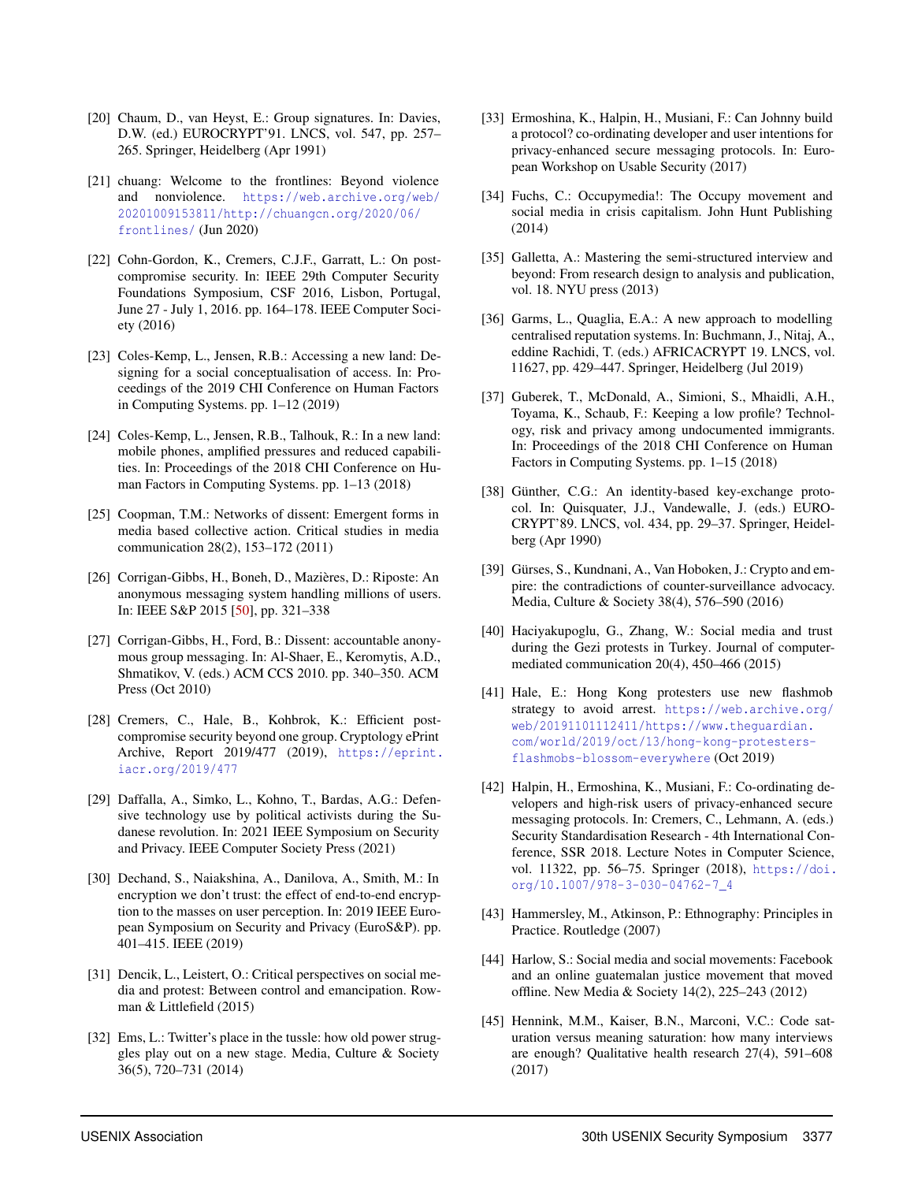[20] Chaum, D., van Heyst, E.: Group signatures. In: Davies, D.W. (ed.) EUROCRYPT'91. LNCS, vol. 547, pp. 257–265. Springer, Heidelberg (Apr 1991)

[21] chuang: Welcome to the frontlines: Beyond violence and nonviolence. https://web.archive.org/web/20201009153811/http://chuangcn.org/2020/06/frontlines/ (Jun 2020)

[22] Cohn-Gordon, K., Cremers, C.J.F., Garratt, L.: On post-compromise security. In: IEEE 29th Computer Security Foundations Symposium, CSF 2016, Lisbon, Portugal, June 27 - July 1, 2016. pp. 164–178. IEEE Computer Society (2016)

[23] Coles-Kemp, L., Jensen, R.B.: Accessing a new land: Designing for a social conceptualisation of access. In: Proceedings of the 2019 CHI Conference on Human Factors in Computing Systems. pp. 1–12 (2019)

[24] Coles-Kemp, L., Jensen, R.B., Talhouk, R.: In a new land: mobile phones, amplified pressures and reduced capabilities. In: Proceedings of the 2018 CHI Conference on Human Factors in Computing Systems. pp. 1–13 (2018)

[25] Coopman, T.M.: Networks of dissent: Emergent forms in media based collective action. Critical studies in media communication 28(2), 153–172 (2011)

[26] Corrigan-Gibbs, H., Boneh, D., Mazières, D.: Riposte: An anonymous messaging system handling millions of users. In: IEEE S&P 2015 [50], pp. 321–338

[27] Corrigan-Gibbs, H., Ford, B.: Dissent: accountable anonymous group messaging. In: Al-Shaer, E., Keromytis, A.D., Shmatikov, V. (eds.) ACM CCS 2010. pp. 340–350. ACM Press (Oct 2010)

[28] Cremers, C., Hale, B., Kohbrok, K.: Efficient post-compromise security beyond one group. Cryptology ePrint Archive, Report 2019/477 (2019), https://eprint.iacr.org/2019/477

[29] Daffalla, A., Simko, L., Kohno, T., Bardas, A.G.: Defensive technology use by political activists during the Sudanese revolution. In: 2021 IEEE Symposium on Security and Privacy. IEEE Computer Society Press (2021)

[30] Dechand, S., Naiakshina, A., Danilova, A., Smith, M.: In encryption we don't trust: the effect of end-to-end encryption to the masses on user perception. In: 2019 IEEE European Symposium on Security and Privacy (EuroS&P). pp. 401–415. IEEE (2019)

[31] Dencik, L., Leistert, O.: Critical perspectives on social media and protest: Between control and emancipation. Rowman & Littlefield (2015)

[32] Ems, L.: Twitter's place in the tussle: how old power struggles play out on a new stage. Media, Culture & Society 36(5), 720–731 (2014)

[33] Ermoshina, K., Halpin, H., Musiani, F.: Can Johnny build a protocol? co-ordinating developer and user intentions for privacy-enhanced secure messaging protocols. In: European Workshop on Usable Security (2017)

[34] Fuchs, C.: Occupymedia!: The Occupy movement and social media in crisis capitalism. John Hunt Publishing (2014)

[35] Galletta, A.: Mastering the semi-structured interview and beyond: From research design to analysis and publication, vol. 18. NYU press (2013)

[36] Garms, L., Quaglia, E.A.: A new approach to modelling centralised reputation systems. In: Buchmann, J., Nitaj, A., eddine Rachidi, T. (eds.) AFRICACRYPT 19. LNCS, vol. 11627, pp. 429–447. Springer, Heidelberg (Jul 2019)

[37] Guberek, T., McDonald, A., Simioni, S., Mhaidli, A.H., Toyama, K., Schaub, F.: Keeping a low profile? Technology, risk and privacy among undocumented immigrants. In: Proceedings of the 2018 CHI Conference on Human Factors in Computing Systems. pp. 1–15 (2018)

[38] Günther, C.G.: An identity-based key-exchange protocol. In: Quisquater, J.J., Vandewalle, J. (eds.) EUROCRYPT'89. LNCS, vol. 434, pp. 29–37. Springer, Heidelberg (Apr 1990)

[39] Gürses, S., Kundnani, A., Van Hoboken, J.: Crypto and empire: the contradictions of counter-surveillance advocacy. Media, Culture & Society 38(4), 576–590 (2016)

[40] Haciyakupoglu, G., Zhang, W.: Social media and trust during the Gezi protests in Turkey. Journal of computer-mediated communication 20(4), 450–466 (2015)

[41] Hale, E.: Hong Kong protesters use new flashmob strategy to avoid arrest. https://web.archive.org/web/20191101112411/https://www.theguardian.com/world/2019/oct/13/hong-kong-protesters-flashmobs-blossom-everywhere (Oct 2019)

[42] Halpin, H., Ermoshina, K., Musiani, F.: Co-ordinating developers and high-risk users of privacy-enhanced secure messaging protocols. In: Cremers, C., Lehmann, A. (eds.) Security Standardisation Research - 4th International Conference, SSR 2018. Lecture Notes in Computer Science, vol. 11322, pp. 56–75. Springer (2018), https://doi.org/10.1007/978-3-030-04762-7_4

[43] Hammersley, M., Atkinson, P.: Ethnography: Principles in Practice. Routledge (2007)

[44] Harlow, S.: Social media and social movements: Facebook and an online guatemalan justice movement that moved offline. New Media & Society 14(2), 225–243 (2012)

[45] Hennink, M.M., Kaiser, B.N., Marconi, V.C.: Code saturation versus meaning saturation: how many interviews are enough? Qualitative health research 27(4), 591–608 (2017)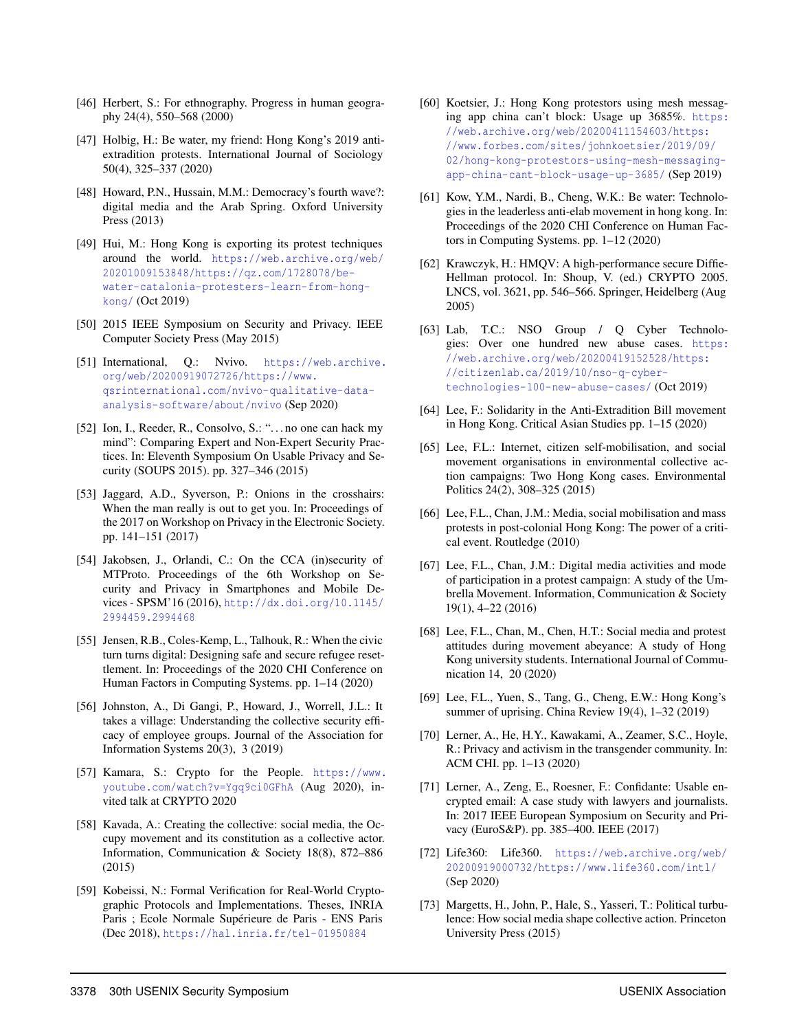[46] Herbert, S.: For ethnography. Progress in human geography 24(4), 550–568 (2000)

[47] Holbig, H.: Be water, my friend: Hong Kong's 2019 anti-extradition protests. International Journal of Sociology 50(4), 325–337 (2020)

[48] Howard, P.N., Hussain, M.M.: Democracy's fourth wave?: digital media and the Arab Spring. Oxford University Press (2013)

[49] Hui, M.: Hong Kong is exporting its protest techniques around the world. https://web.archive.org/web/20201009153848/https://qz.com/1728078/be-water-catalonia-protesters-learn-from-hong-kong/ (Oct 2019)

[50] 2015 IEEE Symposium on Security and Privacy. IEEE Computer Society Press (May 2015)

[51] International, Q.: Nvivo. https://web.archive.org/web/20200919072726/https://www.qsrinternational.com/nvivo-qualitative-data-analysis-software/about/nvivo (Sep 2020)

[52] Ion, I., Reeder, R., Consolvo, S.: "...no one can hack my mind": Comparing Expert and Non-Expert Security Practices. In: Eleventh Symposium On Usable Privacy and Security (SOUPS 2015). pp. 327–346 (2015)

[53] Jaggard, A.D., Syverson, P.: Onions in the crosshairs: When the man really is out to get you. In: Proceedings of the 2017 on Workshop on Privacy in the Electronic Society. pp. 141–151 (2017)

[54] Jakobsen, J., Orlandi, C.: On the CCA (in)security of MTProto. Proceedings of the 6th Workshop on Security and Privacy in Smartphones and Mobile Devices - SPSM'16 (2016), http://dx.doi.org/10.1145/2994459.2994468

[55] Jensen, R.B., Coles-Kemp, L., Talhouk, R.: When the civic turn turns digital: Designing safe and secure refugee resettlement. In: Proceedings of the 2020 CHI Conference on Human Factors in Computing Systems. pp. 1–14 (2020)

[56] Johnston, A., Di Gangi, P., Howard, J., Worrell, J.L.: It takes a village: Understanding the collective security efficacy of employee groups. Journal of the Association for Information Systems 20(3), 3 (2019)

[57] Kamara, S.: Crypto for the People. https://www.youtube.com/watch?v=Ygq9ci0GFhA (Aug 2020), invited talk at CRYPTO 2020

[58] Kavada, A.: Creating the collective: social media, the Occupy movement and its constitution as a collective actor. Information, Communication & Society 18(8), 872–886 (2015)

[59] Kobeissi, N.: Formal Verification for Real-World Cryptographic Protocols and Implementations. Theses, INRIA Paris ; Ecole Normale Supérieure de Paris - ENS Paris (Dec 2018), https://hal.inria.fr/tel-01950884

[60] Koetsier, J.: Hong Kong protestors using mesh messaging app china can't block: Usage up 3685%. https://web.archive.org/web/20200411154603/https://www.forbes.com/sites/johnkoetsier/2019/09/02/hong-kong-protestors-using-mesh-messaging-app-china-cant-block-usage-up-3685/ (Sep 2019)

[61] Kow, Y.M., Nardi, B., Cheng, W.K.: Be water: Technologies in the leaderless anti-elab movement in hong kong. In: Proceedings of the 2020 CHI Conference on Human Factors in Computing Systems. pp. 1–12 (2020)

[62] Krawczyk, H.: HMQV: A high-performance secure Diffie-Hellman protocol. In: Shoup, V. (ed.) CRYPTO 2005. LNCS, vol. 3621, pp. 546–566. Springer, Heidelberg (Aug 2005)

[63] Lab, T.C.: NSO Group / Q Cyber Technologies: Over one hundred new abuse cases. https://web.archive.org/web/20200419152528/https://citizenlab.ca/2019/10/nso-q-cyber-technologies-100-new-abuse-cases/ (Oct 2019)

[64] Lee, F.: Solidarity in the Anti-Extradition Bill movement in Hong Kong. Critical Asian Studies pp. 1–15 (2020)

[65] Lee, F.L.: Internet, citizen self-mobilisation, and social movement organisations in environmental collective action campaigns: Two Hong Kong cases. Environmental Politics 24(2), 308–325 (2015)

[66] Lee, F.L., Chan, J.M.: Media, social mobilisation and mass protests in post-colonial Hong Kong: The power of a critical event. Routledge (2010)

[67] Lee, F.L., Chan, J.M.: Digital media activities and mode of participation in a protest campaign: A study of the Umbrella Movement. Information, Communication & Society 19(1), 4–22 (2016)

[68] Lee, F.L., Chan, M., Chen, H.T.: Social media and protest attitudes during movement abeyance: A study of Hong Kong university students. International Journal of Communication 14, 20 (2020)

[69] Lee, F.L., Yuen, S., Tang, G., Cheng, E.W.: Hong Kong's summer of uprising. China Review 19(4), 1–32 (2019)

[70] Lerner, A., He, H.Y., Kawakami, A., Zeamer, S.C., Hoyle, R.: Privacy and activism in the transgender community. In: ACM CHI. pp. 1–13 (2020)

[71] Lerner, A., Zeng, E., Roesner, F.: Confidante: Usable encrypted email: A case study with lawyers and journalists. In: 2017 IEEE European Symposium on Security and Privacy (EuroS&P). pp. 385–400. IEEE (2017)

[72] Life360: Life360. https://web.archive.org/web/20200919000732/https://www.life360.com/intl/ (Sep 2020)

[73] Margetts, H., John, P., Hale, S., Yasseri, T.: Political turbulence: How social media shape collective action. Princeton University Press (2015)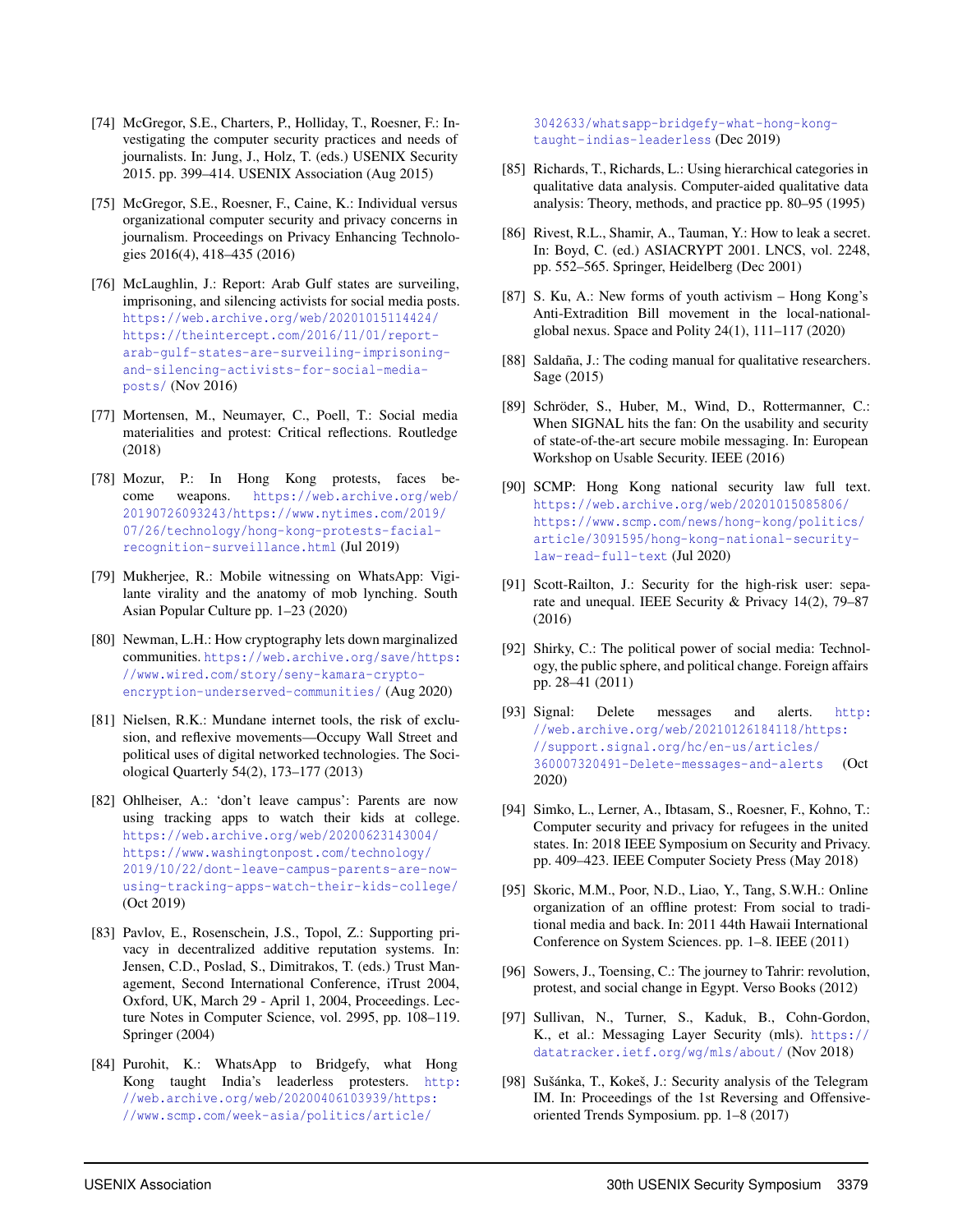[74] McGregor, S.E., Charters, P., Holliday, T., Roesner, F.: Investigating the computer security practices and needs of journalists. In: Jung, J., Holz, T. (eds.) USENIX Security 2015. pp. 399–414. USENIX Association (Aug 2015)

[75] McGregor, S.E., Roesner, F., Caine, K.: Individual versus organizational computer security and privacy concerns in journalism. Proceedings on Privacy Enhancing Technologies 2016(4), 418–435 (2016)

[76] McLaughlin, J.: Report: Arab Gulf states are surveiling, imprisoning, and silencing activists for social media posts. https://web.archive.org/web/20201015114424/https://theintercept.com/2016/11/01/report-arab-gulf-states-are-surveiling-imprisoning-and-silencing-activists-for-social-media-posts/ (Nov 2016)

[77] Mortensen, M., Neumayer, C., Poell, T.: Social media materialities and protest: Critical reflections. Routledge (2018)

[78] Mozur, P.: In Hong Kong protests, faces become weapons. https://web.archive.org/web/20190726093243/https://www.nytimes.com/2019/07/26/technology/hong-kong-protests-facial-recognition-surveillance.html (Jul 2019)

[79] Mukherjee, R.: Mobile witnessing on WhatsApp: Vigilante virality and the anatomy of mob lynching. South Asian Popular Culture pp. 1–23 (2020)

[80] Newman, L.H.: How cryptography lets down marginalized communities. https://web.archive.org/save/https://www.wired.com/story/seny-kamara-crypto-encryption-underserved-communities/ (Aug 2020)

[81] Nielsen, R.K.: Mundane internet tools, the risk of exclusion, and reflexive movements—Occupy Wall Street and political uses of digital networked technologies. The Sociological Quarterly 54(2), 173–177 (2013)

[82] Ohlheiser, A.: 'don't leave campus': Parents are now using tracking apps to watch their kids at college. https://web.archive.org/web/20200623143004/https://www.washingtonpost.com/technology/2019/10/22/dont-leave-campus-parents-are-now-using-tracking-apps-watch-their-kids-college/ (Oct 2019)

[83] Pavlov, E., Rosenschein, J.S., Topol, Z.: Supporting privacy in decentralized additive reputation systems. In: Jensen, C.D., Poslad, S., Dimitrakos, T. (eds.) Trust Management, Second International Conference, iTrust 2004, Oxford, UK, March 29 - April 1, 2004, Proceedings. Lecture Notes in Computer Science, vol. 2995, pp. 108–119. Springer (2004)

[84] Purohit, K.: WhatsApp to Bridgefy, what Hong Kong taught India's leaderless protesters. http://web.archive.org/web/20200406103939/https://www.scmp.com/week-asia/politics/article/3042633/whatsapp-bridgefy-what-hong-kong-taught-indias-leaderless (Dec 2019)

[85] Richards, T., Richards, L.: Using hierarchical categories in qualitative data analysis. Computer-aided qualitative data analysis: Theory, methods, and practice pp. 80–95 (1995)

[86] Rivest, R.L., Shamir, A., Tauman, Y.: How to leak a secret. In: Boyd, C. (ed.) ASIACRYPT 2001. LNCS, vol. 2248, pp. 552–565. Springer, Heidelberg (Dec 2001)

[87] S. Ku, A.: New forms of youth activism – Hong Kong's Anti-Extradition Bill movement in the local-national-global nexus. Space and Polity 24(1), 111–117 (2020)

[88] Saldaña, J.: The coding manual for qualitative researchers. Sage (2015)

[89] Schröder, S., Huber, M., Wind, D., Rottermanner, C.: When SIGNAL hits the fan: On the usability and security of state-of-the-art secure mobile messaging. In: European Workshop on Usable Security. IEEE (2016)

[90] SCMP: Hong Kong national security law full text. https://web.archive.org/web/20201015085806/https://www.scmp.com/news/hong-kong/politics/article/3091595/hong-kong-national-security-law-read-full-text (Jul 2020)

[91] Scott-Railton, J.: Security for the high-risk user: separate and unequal. IEEE Security & Privacy 14(2), 79–87 (2016)

[92] Shirky, C.: The political power of social media: Technology, the public sphere, and political change. Foreign affairs pp. 28–41 (2011)

[93] Signal: Delete messages and alerts. http://web.archive.org/web/20210126184118/https://support.signal.org/hc/en-us/articles/360007320491-Delete-messages-and-alerts (Oct 2020)

[94] Simko, L., Lerner, A., Ibtasam, S., Roesner, F., Kohno, T.: Computer security and privacy for refugees in the united states. In: 2018 IEEE Symposium on Security and Privacy. pp. 409–423. IEEE Computer Society Press (May 2018)

[95] Skoric, M.M., Poor, N.D., Liao, Y., Tang, S.W.H.: Online organization of an offline protest: From social to traditional media and back. In: 2011 44th Hawaii International Conference on System Sciences. pp. 1–8. IEEE (2011)

[96] Sowers, J., Toensing, C.: The journey to Tahrir: revolution, protest, and social change in Egypt. Verso Books (2012)

[97] Sullivan, N., Turner, S., Kaduk, B., Cohn-Gordon, K., et al.: Messaging Layer Security (mls). https://datatracker.ietf.org/wg/mls/about/ (Nov 2018)

[98] Sušánka, T., Kokeš, J.: Security analysis of the Telegram IM. In: Proceedings of the 1st Reversing and Offensive-oriented Trends Symposium. pp. 1–8 (2017)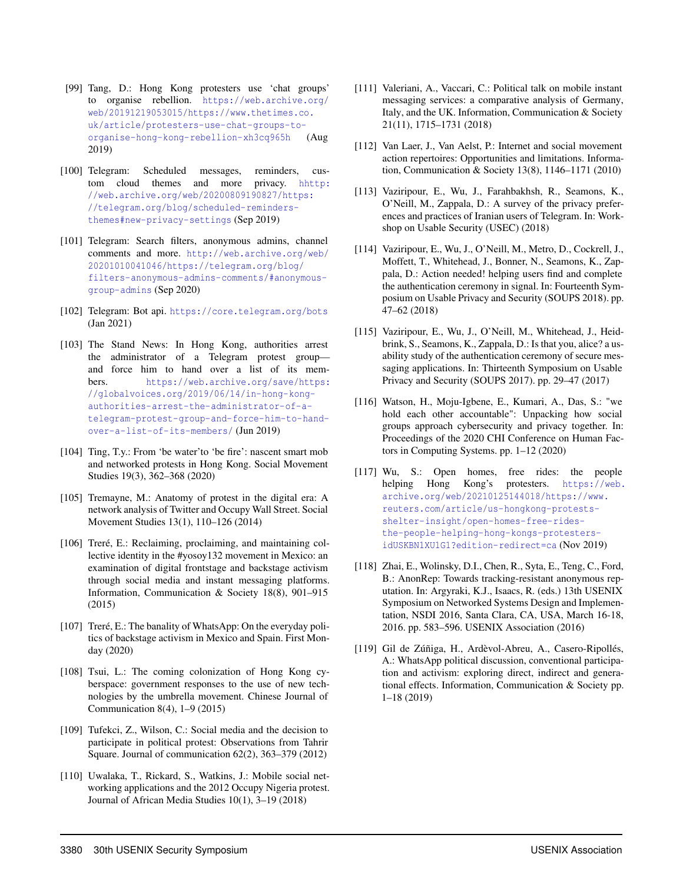[99] Tang, D.: Hong Kong protesters use 'chat groups' to organise rebellion. https://web.archive.org/web/20191219053015/https://www.thetimes.co.uk/article/protesters-use-chat-groups-to-organise-hong-kong-rebellion-xh3cq965h (Aug 2019)

[100] Telegram: Scheduled messages, reminders, custom cloud themes and more privacy. hhttp://web.archive.org/web/20200809190827/https://telegram.org/blog/scheduled-reminders-themes#new-privacy-settings (Sep 2019)

[101] Telegram: Search filters, anonymous admins, channel comments and more. http://web.archive.org/web/20201010041046/https://telegram.org/blog/filters-anonymous-admins-comments/#anonymous-group-admins (Sep 2020)

[102] Telegram: Bot api. https://core.telegram.org/bots (Jan 2021)

[103] The Stand News: In Hong Kong, authorities arrest the administrator of a Telegram protest group—and force him to hand over a list of its members. https://web.archive.org/save/https://globalvoices.org/2019/06/14/in-hong-kong-authorities-arrest-the-administrator-of-a-telegram-protest-group-and-force-him-to-hand-over-a-list-of-its-members/ (Jun 2019)

[104] Ting, T.y.: From 'be water'to 'be fire': nascent smart mob and networked protests in Hong Kong. Social Movement Studies 19(3), 362–368 (2020)

[105] Tremayne, M.: Anatomy of protest in the digital era: A network analysis of Twitter and Occupy Wall Street. Social Movement Studies 13(1), 110–126 (2014)

[106] Treré, E.: Reclaiming, proclaiming, and maintaining collective identity in the #yosoy132 movement in Mexico: an examination of digital frontstage and backstage activism through social media and instant messaging platforms. Information, Communication & Society 18(8), 901–915 (2015)

[107] Treré, E.: The banality of WhatsApp: On the everyday politics of backstage activism in Mexico and Spain. First Monday (2020)

[108] Tsui, L.: The coming colonization of Hong Kong cyberspace: government responses to the use of new technologies by the umbrella movement. Chinese Journal of Communication 8(4), 1–9 (2015)

[109] Tufekci, Z., Wilson, C.: Social media and the decision to participate in political protest: Observations from Tahrir Square. Journal of communication 62(2), 363–379 (2012)

[110] Uwalaka, T., Rickard, S., Watkins, J.: Mobile social networking applications and the 2012 Occupy Nigeria protest. Journal of African Media Studies 10(1), 3–19 (2018)

[111] Valeriani, A., Vaccari, C.: Political talk on mobile instant messaging services: a comparative analysis of Germany, Italy, and the UK. Information, Communication & Society 21(11), 1715–1731 (2018)

[112] Van Laer, J., Van Aelst, P.: Internet and social movement action repertoires: Opportunities and limitations. Information, Communication & Society 13(8), 1146–1171 (2010)

[113] Vaziripour, E., Wu, J., Farahbakhsh, R., Seamons, K., O'Neill, M., Zappala, D.: A survey of the privacy preferences and practices of Iranian users of Telegram. In: Workshop on Usable Security (USEC) (2018)

[114] Vaziripour, E., Wu, J., O'Neill, M., Metro, D., Cockrell, J., Moffett, T., Whitehead, J., Bonner, N., Seamons, K., Zappala, D.: Action needed! helping users find and complete the authentication ceremony in signal. In: Fourteenth Symposium on Usable Privacy and Security (SOUPS 2018). pp. 47–62 (2018)

[115] Vaziripour, E., Wu, J., O'Neill, M., Whitehead, J., Heidbrink, S., Seamons, K., Zappala, D.: Is that you, alice? a usability study of the authentication ceremony of secure messaging applications. In: Thirteenth Symposium on Usable Privacy and Security (SOUPS 2017). pp. 29–47 (2017)

[116] Watson, H., Moju-Igbene, E., Kumari, A., Das, S.: "we hold each other accountable": Unpacking how social groups approach cybersecurity and privacy together. In: Proceedings of the 2020 CHI Conference on Human Factors in Computing Systems. pp. 1–12 (2020)

[117] Wu, S.: Open homes, free rides: the people helping Hong Kong's protesters. https://web.archive.org/web/20210125144018/https://www.reuters.com/article/us-hongkong-protests-shelter-insight/open-homes-free-rides-the-people-helping-hong-kongs-protesters-idUSKBN1XU1G1?edition-redirect=ca (Nov 2019)

[118] Zhai, E., Wolinsky, D.I., Chen, R., Syta, E., Teng, C., Ford, B.: AnonRep: Towards tracking-resistant anonymous reputation. In: Argyraki, K.J., Isaacs, R. (eds.) 13th USENIX Symposium on Networked Systems Design and Implementation, NSDI 2016, Santa Clara, CA, USA, March 16-18, 2016. pp. 583–596. USENIX Association (2016)

[119] Gil de Zúñiga, H., Ardèvol-Abreu, A., Casero-Ripollés, A.: WhatsApp political discussion, conventional participation and activism: exploring direct, indirect and generational effects. Information, Communication & Society pp. 1–18 (2019)